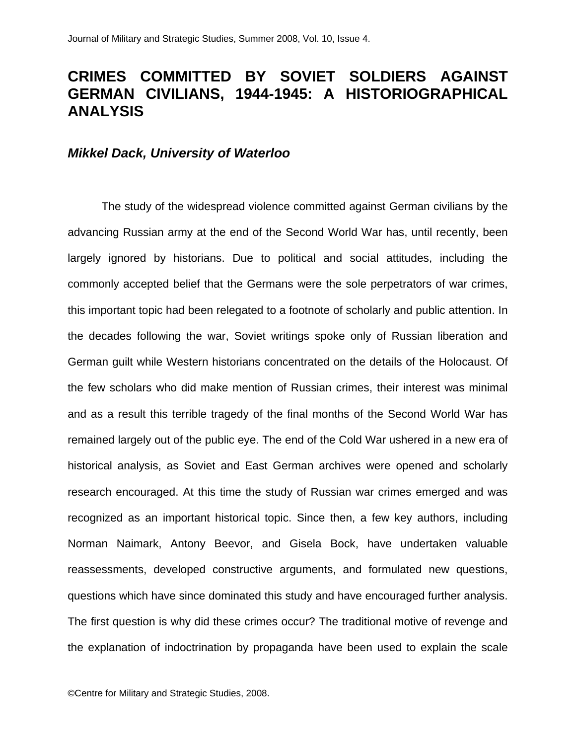# CRIMES COMMITTED BY SOVIET SOLDIERS AGAINST GERMAN CIVILIANS, 1944-1945: A HISTORIOGRAPHICAL ANALYSIS

***Mikkel Dack, University of Waterloo***

The study of the widespread violence committed against German civilians by the advancing Russian army at the end of the Second World War has, until recently, been largely ignored by historians. Due to political and social attitudes, including the commonly accepted belief that the Germans were the sole perpetrators of war crimes, this important topic had been relegated to a footnote of scholarly and public attention. In the decades following the war, Soviet writings spoke only of Russian liberation and German guilt while Western historians concentrated on the details of the Holocaust. Of the few scholars who did make mention of Russian crimes, their interest was minimal and as a result this terrible tragedy of the final months of the Second World War has remained largely out of the public eye. The end of the Cold War ushered in a new era of historical analysis, as Soviet and East German archives were opened and scholarly research encouraged. At this time the study of Russian war crimes emerged and was recognized as an important historical topic. Since then, a few key authors, including Norman Naimark, Antony Beevor, and Gisela Bock, have undertaken valuable reassessments, developed constructive arguments, and formulated new questions, questions which have since dominated this study and have encouraged further analysis. The first question is why did these crimes occur? The traditional motive of revenge and the explanation of indoctrination by propaganda have been used to explain the scale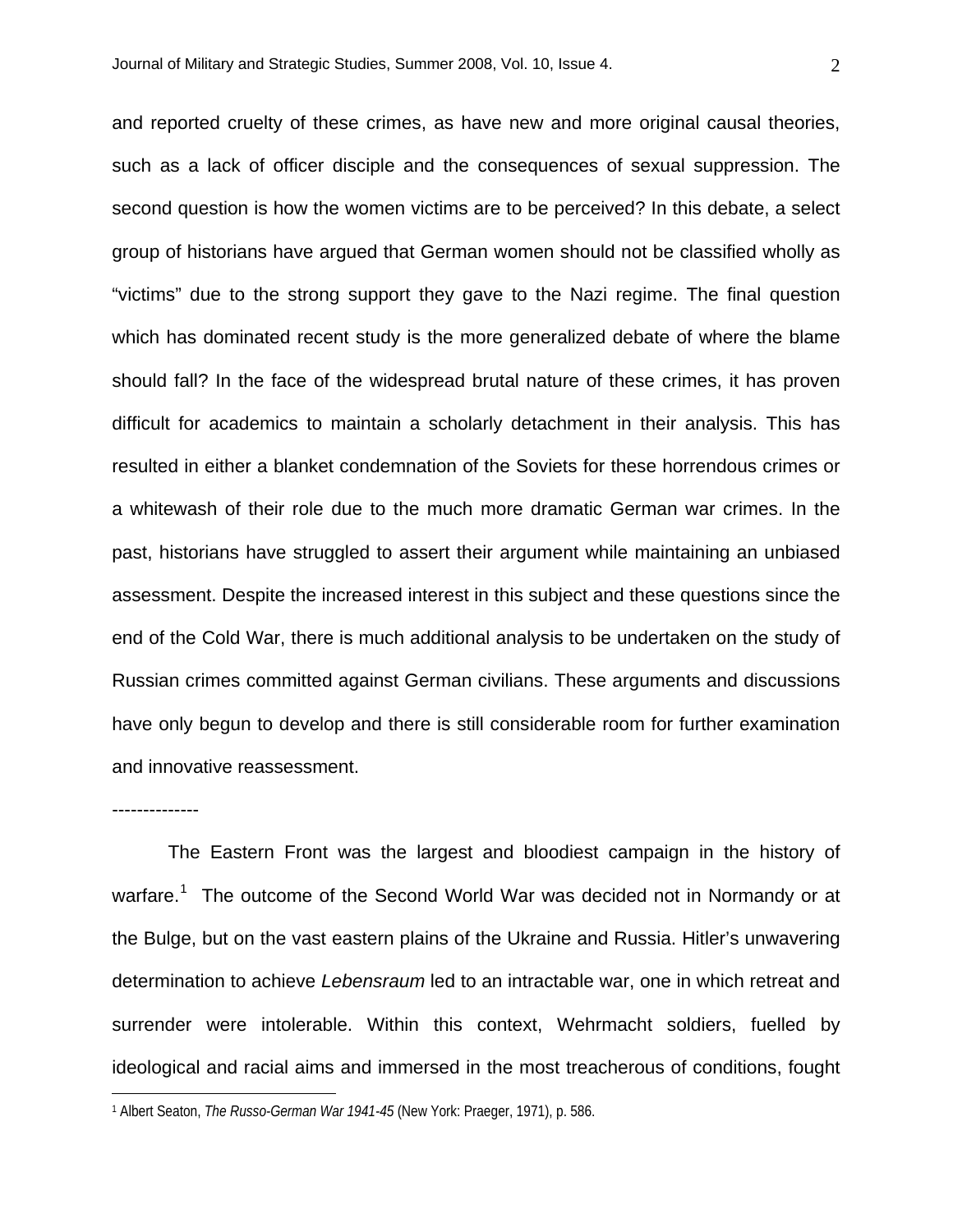and reported cruelty of these crimes, as have new and more original causal theories, such as a lack of officer disciple and the consequences of sexual suppression. The second question is how the women victims are to be perceived? In this debate, a select group of historians have argued that German women should not be classified wholly as "victims" due to the strong support they gave to the Nazi regime. The final question which has dominated recent study is the more generalized debate of where the blame should fall? In the face of the widespread brutal nature of these crimes, it has proven difficult for academics to maintain a scholarly detachment in their analysis. This has resulted in either a blanket condemnation of the Soviets for these horrendous crimes or a whitewash of their role due to the much more dramatic German war crimes. In the past, historians have struggled to assert their argument while maintaining an unbiased assessment. Despite the increased interest in this subject and these questions since the end of the Cold War, there is much additional analysis to be undertaken on the study of Russian crimes committed against German civilians. These arguments and discussions have only begun to develop and there is still considerable room for further examination and innovative reassessment.

--------------

The Eastern Front was the largest and bloodiest campaign in the history of warfare.[1] The outcome of the Second World War was decided not in Normandy or at the Bulge, but on the vast eastern plains of the Ukraine and Russia. Hitler's unwavering determination to achieve *Lebensraum* led to an intractable war, one in which retreat and surrender were intolerable. Within this context, Wehrmacht soldiers, fuelled by ideological and racial aims and immersed in the most treacherous of conditions, fought

---

[1] Albert Seaton, *The Russo-German War 1941-45* (New York: Praeger, 1971), p. 586.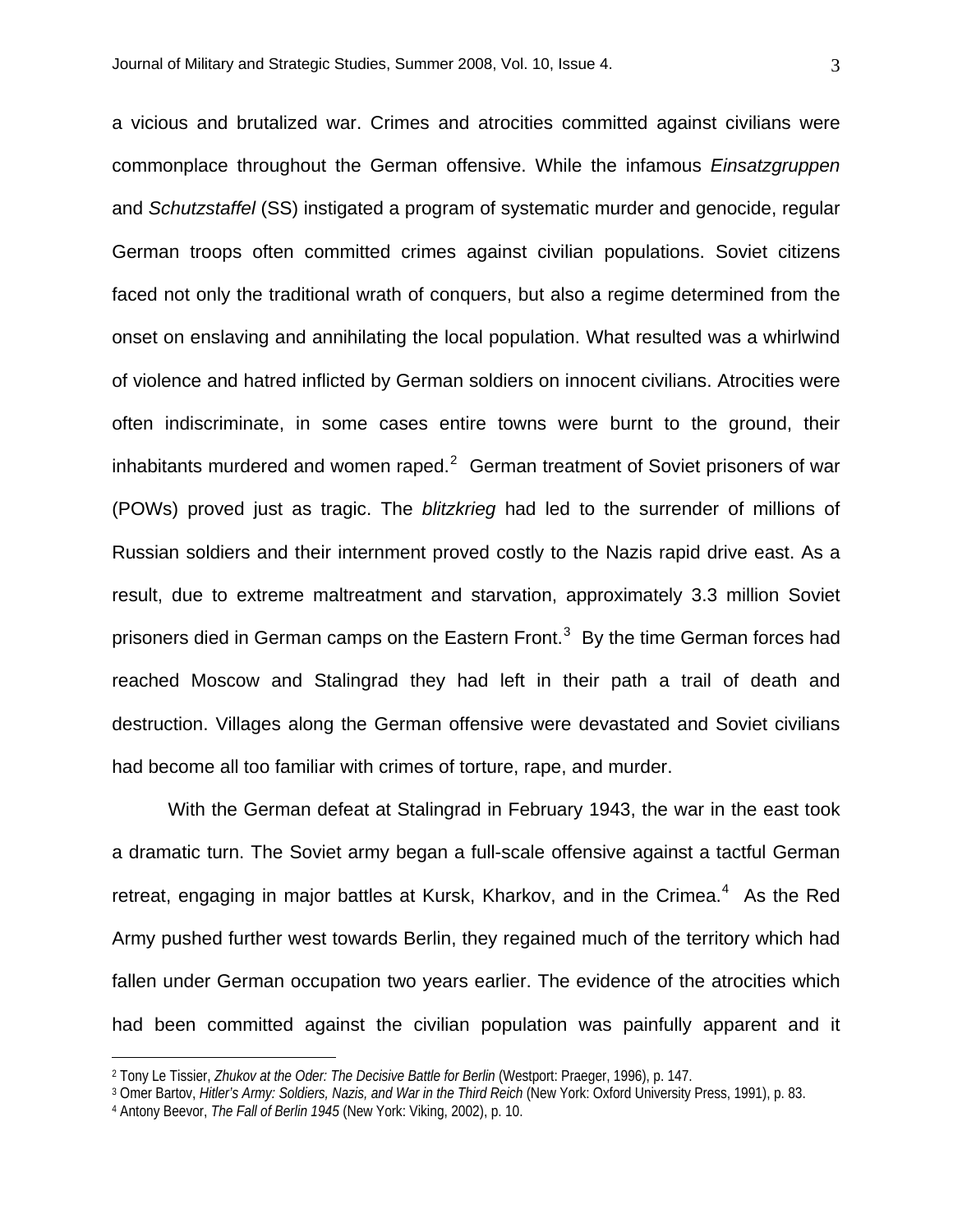a vicious and brutalized war. Crimes and atrocities committed against civilians were commonplace throughout the German offensive. While the infamous *Einsatzgruppen* and *Schutzstaffel* (SS) instigated a program of systematic murder and genocide, regular German troops often committed crimes against civilian populations. Soviet citizens faced not only the traditional wrath of conquers, but also a regime determined from the onset on enslaving and annihilating the local population. What resulted was a whirlwind of violence and hatred inflicted by German soldiers on innocent civilians. Atrocities were often indiscriminate, in some cases entire towns were burnt to the ground, their inhabitants murdered and women raped.[2] German treatment of Soviet prisoners of war (POWs) proved just as tragic. The *blitzkrieg* had led to the surrender of millions of Russian soldiers and their internment proved costly to the Nazis rapid drive east. As a result, due to extreme maltreatment and starvation, approximately 3.3 million Soviet prisoners died in German camps on the Eastern Front.[3] By the time German forces had reached Moscow and Stalingrad they had left in their path a trail of death and destruction. Villages along the German offensive were devastated and Soviet civilians had become all too familiar with crimes of torture, rape, and murder.

With the German defeat at Stalingrad in February 1943, the war in the east took a dramatic turn. The Soviet army began a full-scale offensive against a tactful German retreat, engaging in major battles at Kursk, Kharkov, and in the Crimea.[4] As the Red Army pushed further west towards Berlin, they regained much of the territory which had fallen under German occupation two years earlier. The evidence of the atrocities which had been committed against the civilian population was painfully apparent and it

---

[2] Tony Le Tissier, *Zhukov at the Oder: The Decisive Battle for Berlin* (Westport: Praeger, 1996), p. 147.

[3] Omer Bartov, *Hitler's Army: Soldiers, Nazis, and War in the Third Reich* (New York: Oxford University Press, 1991), p. 83.

[4] Antony Beevor, *The Fall of Berlin 1945* (New York: Viking, 2002), p. 10.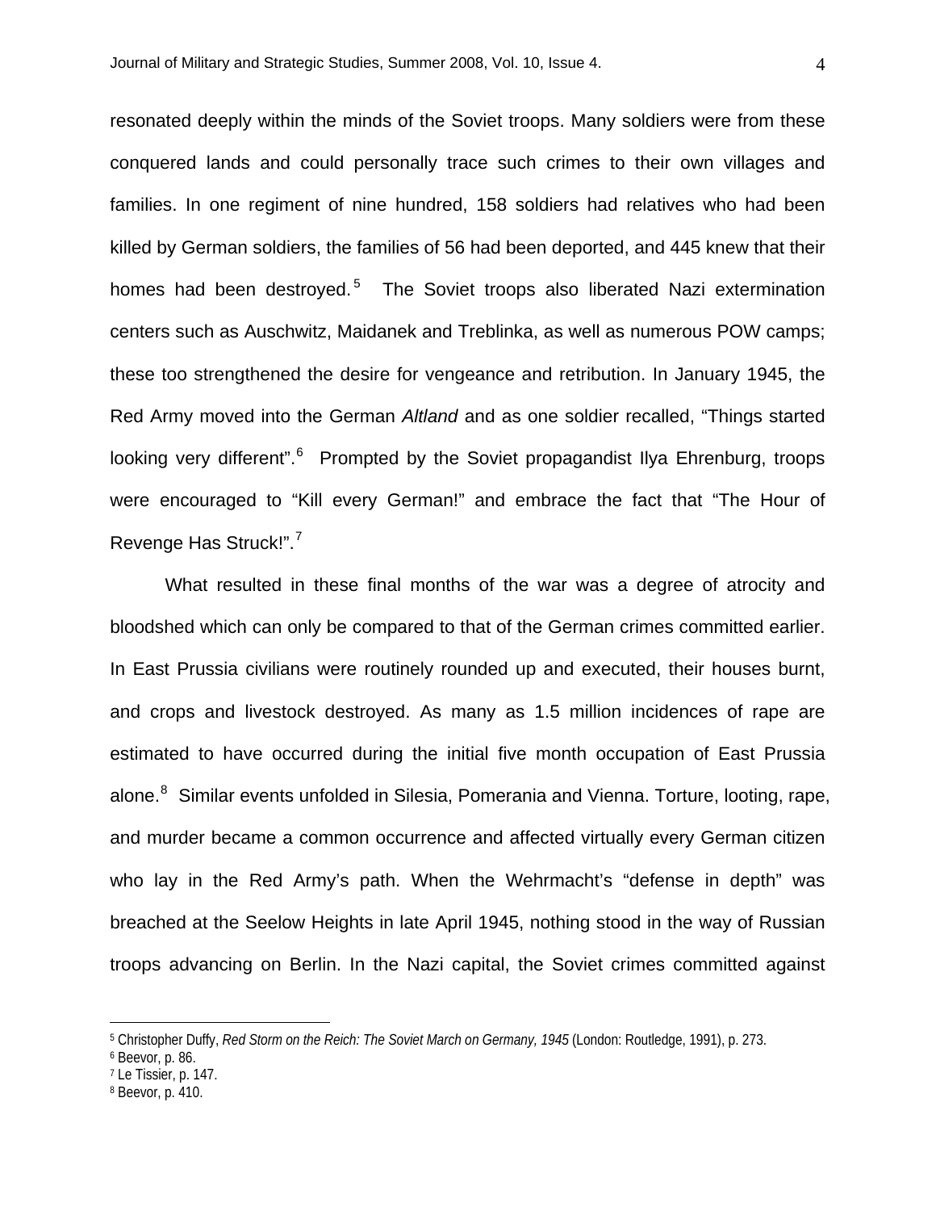resonated deeply within the minds of the Soviet troops. Many soldiers were from these conquered lands and could personally trace such crimes to their own villages and families. In one regiment of nine hundred, 158 soldiers had relatives who had been killed by German soldiers, the families of 56 had been deported, and 445 knew that their homes had been destroyed.[5] The Soviet troops also liberated Nazi extermination centers such as Auschwitz, Maidanek and Treblinka, as well as numerous POW camps; these too strengthened the desire for vengeance and retribution. In January 1945, the Red Army moved into the German *Altland* and as one soldier recalled, "Things started looking very different".[6] Prompted by the Soviet propagandist Ilya Ehrenburg, troops were encouraged to "Kill every German!" and embrace the fact that "The Hour of Revenge Has Struck!".[7]

What resulted in these final months of the war was a degree of atrocity and bloodshed which can only be compared to that of the German crimes committed earlier. In East Prussia civilians were routinely rounded up and executed, their houses burnt, and crops and livestock destroyed. As many as 1.5 million incidences of rape are estimated to have occurred during the initial five month occupation of East Prussia alone.[8] Similar events unfolded in Silesia, Pomerania and Vienna. Torture, looting, rape, and murder became a common occurrence and affected virtually every German citizen who lay in the Red Army's path. When the Wehrmacht's "defense in depth" was breached at the Seelow Heights in late April 1945, nothing stood in the way of Russian troops advancing on Berlin. In the Nazi capital, the Soviet crimes committed against

---

[5] Christopher Duffy, *Red Storm on the Reich: The Soviet March on Germany, 1945* (London: Routledge, 1991), p. 273.

[6] Beevor, p. 86.

[7] Le Tissier, p. 147.

[8] Beevor, p. 410.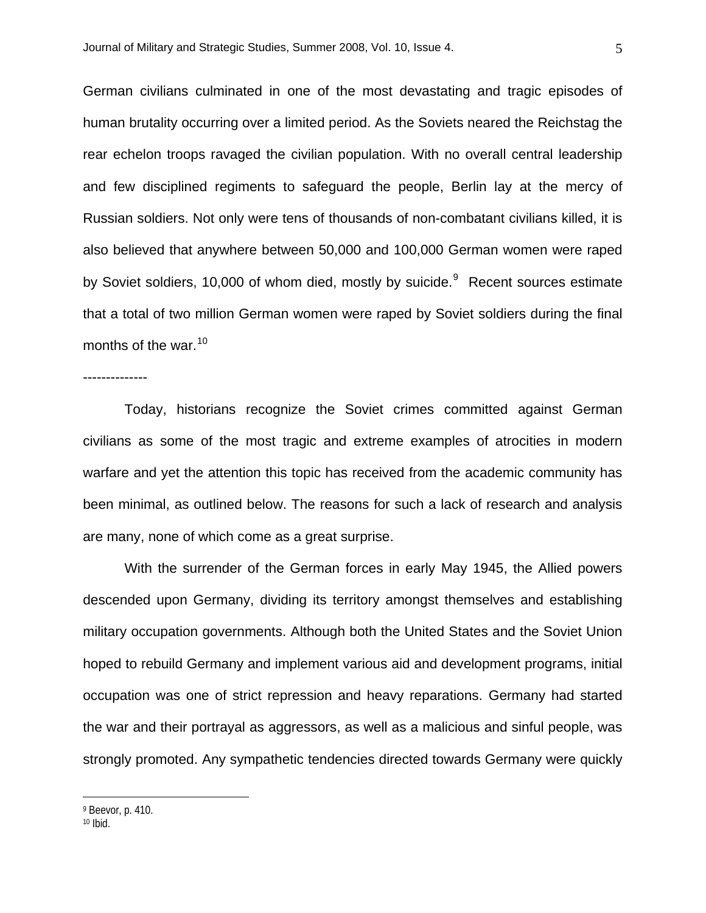German civilians culminated in one of the most devastating and tragic episodes of human brutality occurring over a limited period. As the Soviets neared the Reichstag the rear echelon troops ravaged the civilian population. With no overall central leadership and few disciplined regiments to safeguard the people, Berlin lay at the mercy of Russian soldiers. Not only were tens of thousands of non-combatant civilians killed, it is also believed that anywhere between 50,000 and 100,000 German women were raped by Soviet soldiers, 10,000 of whom died, mostly by suicide.[9] Recent sources estimate that a total of two million German women were raped by Soviet soldiers during the final months of the war.[10]

--------------

Today, historians recognize the Soviet crimes committed against German civilians as some of the most tragic and extreme examples of atrocities in modern warfare and yet the attention this topic has received from the academic community has been minimal, as outlined below. The reasons for such a lack of research and analysis are many, none of which come as a great surprise.

With the surrender of the German forces in early May 1945, the Allied powers descended upon Germany, dividing its territory amongst themselves and establishing military occupation governments. Although both the United States and the Soviet Union hoped to rebuild Germany and implement various aid and development programs, initial occupation was one of strict repression and heavy reparations. Germany had started the war and their portrayal as aggressors, as well as a malicious and sinful people, was strongly promoted. Any sympathetic tendencies directed towards Germany were quickly

---

[9] Beevor, p. 410.
[10] Ibid.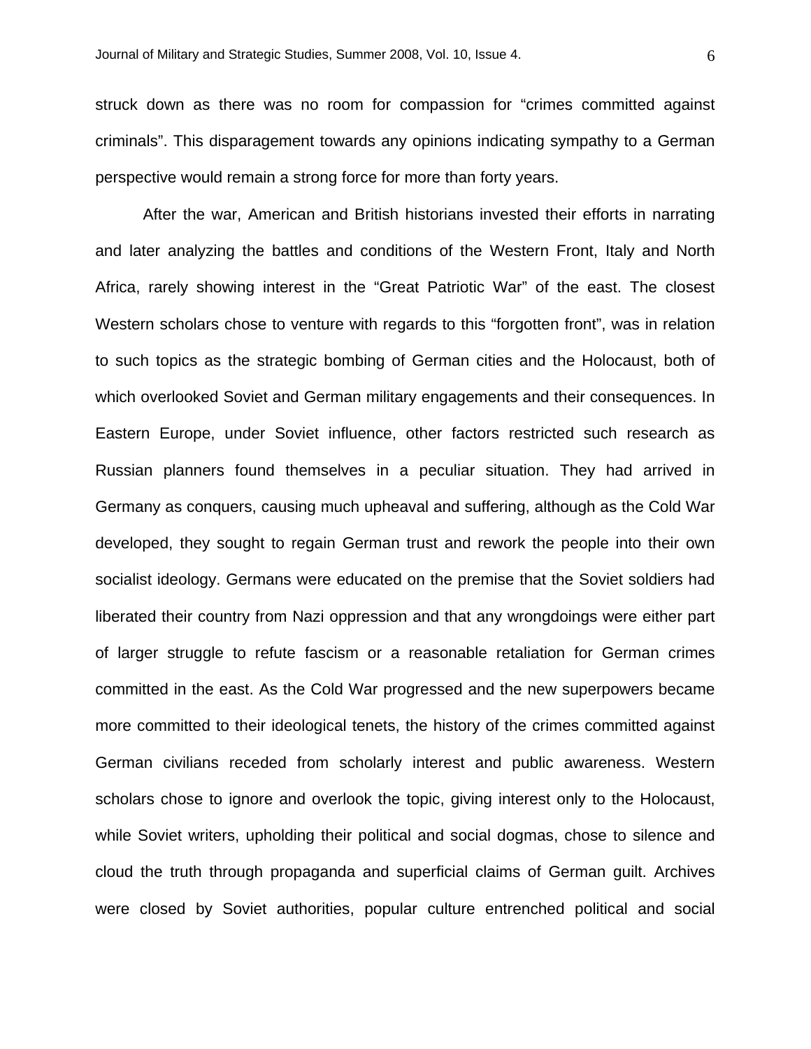struck down as there was no room for compassion for "crimes committed against criminals". This disparagement towards any opinions indicating sympathy to a German perspective would remain a strong force for more than forty years.

After the war, American and British historians invested their efforts in narrating and later analyzing the battles and conditions of the Western Front, Italy and North Africa, rarely showing interest in the "Great Patriotic War" of the east. The closest Western scholars chose to venture with regards to this "forgotten front", was in relation to such topics as the strategic bombing of German cities and the Holocaust, both of which overlooked Soviet and German military engagements and their consequences. In Eastern Europe, under Soviet influence, other factors restricted such research as Russian planners found themselves in a peculiar situation. They had arrived in Germany as conquers, causing much upheaval and suffering, although as the Cold War developed, they sought to regain German trust and rework the people into their own socialist ideology. Germans were educated on the premise that the Soviet soldiers had liberated their country from Nazi oppression and that any wrongdoings were either part of larger struggle to refute fascism or a reasonable retaliation for German crimes committed in the east. As the Cold War progressed and the new superpowers became more committed to their ideological tenets, the history of the crimes committed against German civilians receded from scholarly interest and public awareness. Western scholars chose to ignore and overlook the topic, giving interest only to the Holocaust, while Soviet writers, upholding their political and social dogmas, chose to silence and cloud the truth through propaganda and superficial claims of German guilt. Archives were closed by Soviet authorities, popular culture entrenched political and social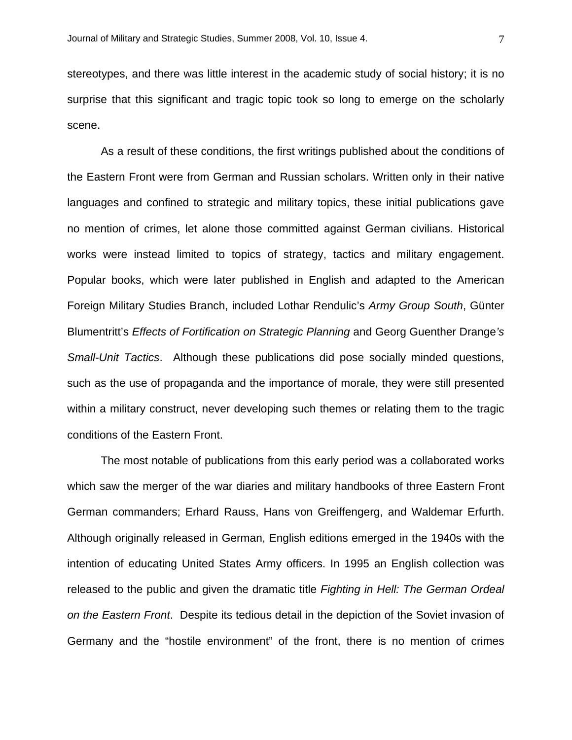stereotypes, and there was little interest in the academic study of social history; it is no surprise that this significant and tragic topic took so long to emerge on the scholarly scene.

As a result of these conditions, the first writings published about the conditions of the Eastern Front were from German and Russian scholars. Written only in their native languages and confined to strategic and military topics, these initial publications gave no mention of crimes, let alone those committed against German civilians. Historical works were instead limited to topics of strategy, tactics and military engagement. Popular books, which were later published in English and adapted to the American Foreign Military Studies Branch, included Lothar Rendulic's *Army Group South*, Günter Blumentritt's *Effects of Fortification on Strategic Planning* and Georg Guenther Drange*'s Small-Unit Tactics*. Although these publications did pose socially minded questions, such as the use of propaganda and the importance of morale, they were still presented within a military construct, never developing such themes or relating them to the tragic conditions of the Eastern Front.

The most notable of publications from this early period was a collaborated works which saw the merger of the war diaries and military handbooks of three Eastern Front German commanders; Erhard Rauss, Hans von Greiffengerg, and Waldemar Erfurth. Although originally released in German, English editions emerged in the 1940s with the intention of educating United States Army officers. In 1995 an English collection was released to the public and given the dramatic title *Fighting in Hell: The German Ordeal on the Eastern Front*. Despite its tedious detail in the depiction of the Soviet invasion of Germany and the "hostile environment" of the front, there is no mention of crimes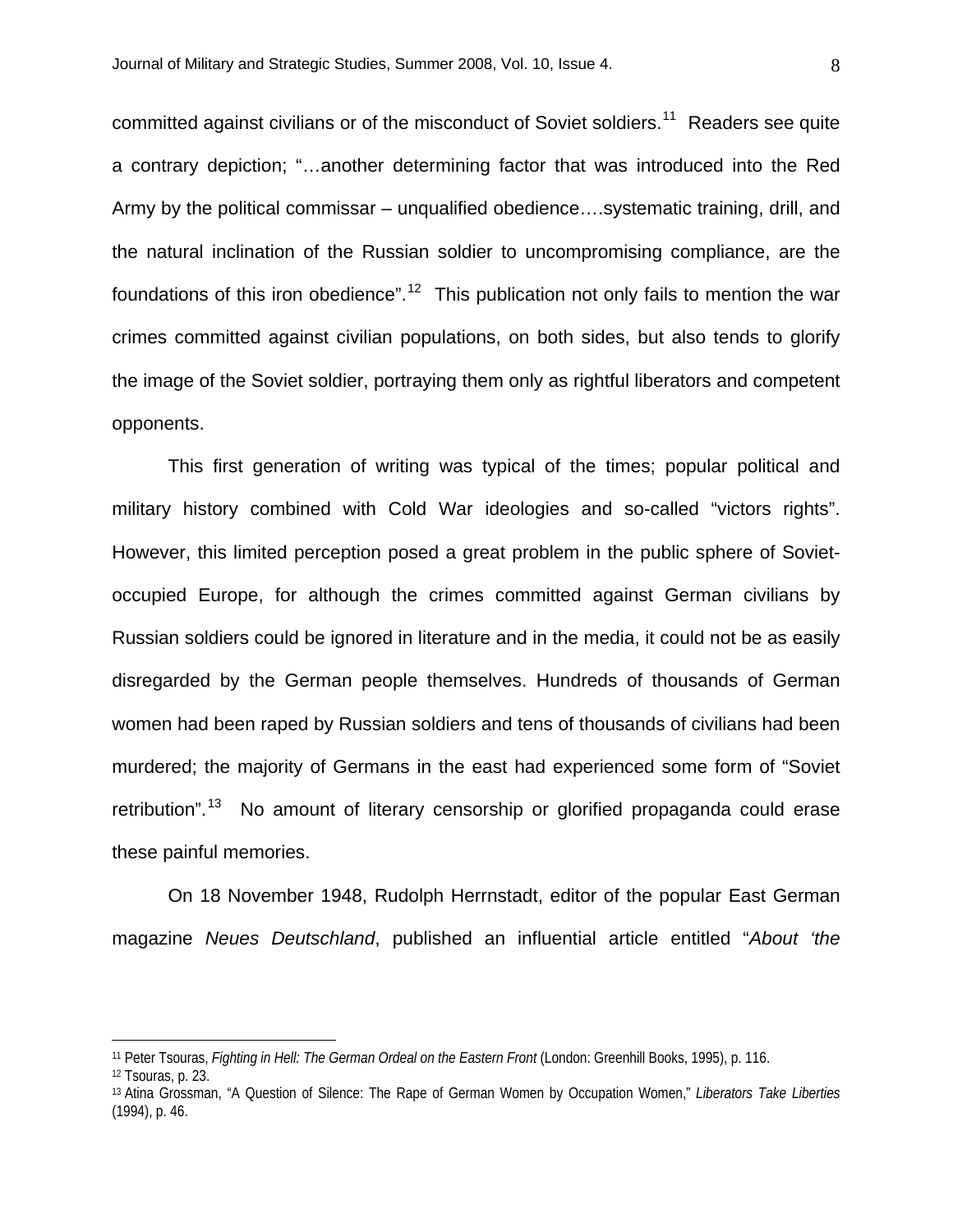committed against civilians or of the misconduct of Soviet soldiers.[11] Readers see quite a contrary depiction; "…another determining factor that was introduced into the Red Army by the political commissar – unqualified obedience….systematic training, drill, and the natural inclination of the Russian soldier to uncompromising compliance, are the foundations of this iron obedience".[12] This publication not only fails to mention the war crimes committed against civilian populations, on both sides, but also tends to glorify the image of the Soviet soldier, portraying them only as rightful liberators and competent opponents.

This first generation of writing was typical of the times; popular political and military history combined with Cold War ideologies and so-called "victors rights". However, this limited perception posed a great problem in the public sphere of Soviet-occupied Europe, for although the crimes committed against German civilians by Russian soldiers could be ignored in literature and in the media, it could not be as easily disregarded by the German people themselves. Hundreds of thousands of German women had been raped by Russian soldiers and tens of thousands of civilians had been murdered; the majority of Germans in the east had experienced some form of "Soviet retribution".[13] No amount of literary censorship or glorified propaganda could erase these painful memories.

On 18 November 1948, Rudolph Herrnstadt, editor of the popular East German magazine *Neues Deutschland*, published an influential article entitled "*About 'the*

---

[11] Peter Tsouras, *Fighting in Hell: The German Ordeal on the Eastern Front* (London: Greenhill Books, 1995), p. 116.

[12] Tsouras, p. 23.

[13] Atina Grossman, "A Question of Silence: The Rape of German Women by Occupation Women," *Liberators Take Liberties* (1994), p. 46.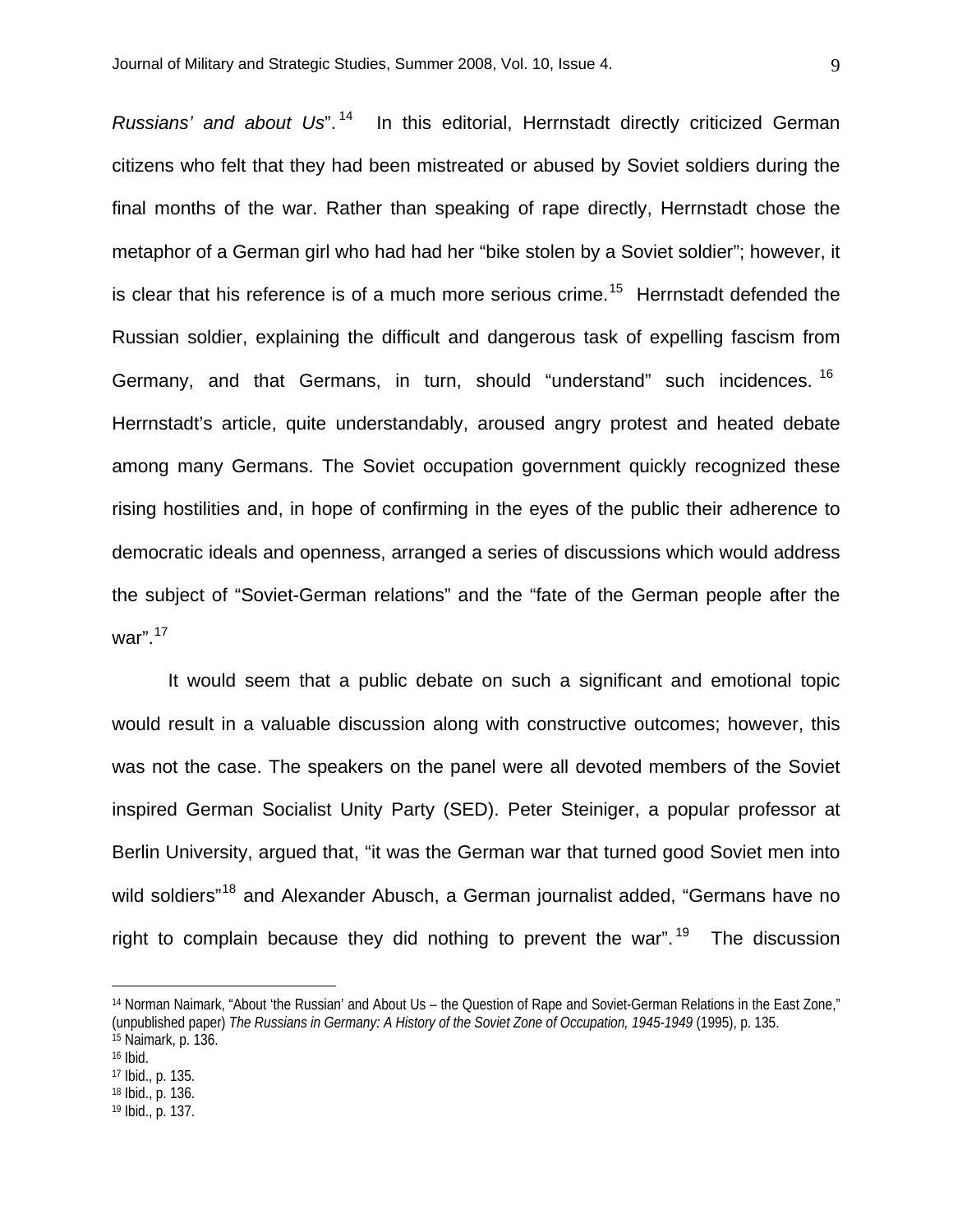*Russians' and about Us*".[14] In this editorial, Herrnstadt directly criticized German citizens who felt that they had been mistreated or abused by Soviet soldiers during the final months of the war. Rather than speaking of rape directly, Herrnstadt chose the metaphor of a German girl who had had her "bike stolen by a Soviet soldier"; however, it is clear that his reference is of a much more serious crime.[15] Herrnstadt defended the Russian soldier, explaining the difficult and dangerous task of expelling fascism from Germany, and that Germans, in turn, should "understand" such incidences.[16] Herrnstadt's article, quite understandably, aroused angry protest and heated debate among many Germans. The Soviet occupation government quickly recognized these rising hostilities and, in hope of confirming in the eyes of the public their adherence to democratic ideals and openness, arranged a series of discussions which would address the subject of "Soviet-German relations" and the "fate of the German people after the war".[17]

It would seem that a public debate on such a significant and emotional topic would result in a valuable discussion along with constructive outcomes; however, this was not the case. The speakers on the panel were all devoted members of the Soviet inspired German Socialist Unity Party (SED). Peter Steiniger, a popular professor at Berlin University, argued that, "it was the German war that turned good Soviet men into wild soldiers"[18] and Alexander Abusch, a German journalist added, "Germans have no right to complain because they did nothing to prevent the war".[19] The discussion

---

[14] Norman Naimark, "About 'the Russian' and About Us – the Question of Rape and Soviet-German Relations in the East Zone," (unpublished paper) *The Russians in Germany: A History of the Soviet Zone of Occupation, 1945-1949* (1995), p. 135.
[15] Naimark, p. 136.
[16] Ibid.
[17] Ibid., p. 135.
[18] Ibid., p. 136.
[19] Ibid., p. 137.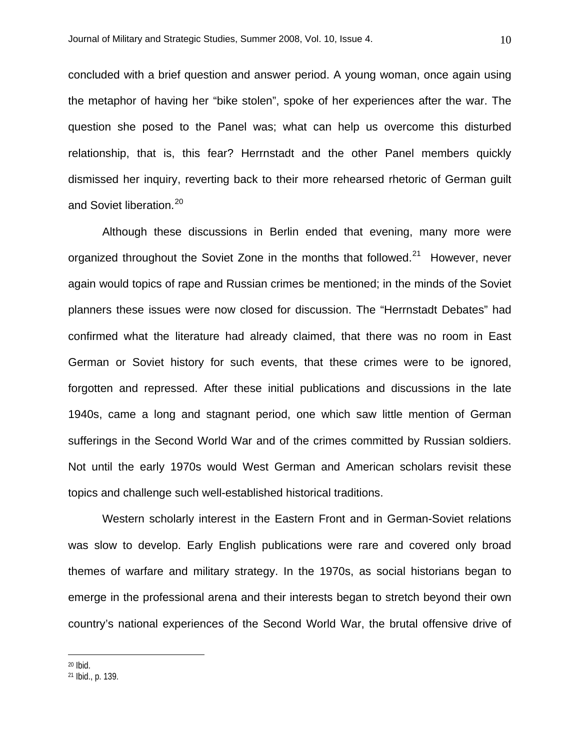concluded with a brief question and answer period. A young woman, once again using the metaphor of having her "bike stolen", spoke of her experiences after the war. The question she posed to the Panel was; what can help us overcome this disturbed relationship, that is, this fear? Herrnstadt and the other Panel members quickly dismissed her inquiry, reverting back to their more rehearsed rhetoric of German guilt and Soviet liberation.[20]

Although these discussions in Berlin ended that evening, many more were organized throughout the Soviet Zone in the months that followed.[21] However, never again would topics of rape and Russian crimes be mentioned; in the minds of the Soviet planners these issues were now closed for discussion. The "Herrnstadt Debates" had confirmed what the literature had already claimed, that there was no room in East German or Soviet history for such events, that these crimes were to be ignored, forgotten and repressed. After these initial publications and discussions in the late 1940s, came a long and stagnant period, one which saw little mention of German sufferings in the Second World War and of the crimes committed by Russian soldiers. Not until the early 1970s would West German and American scholars revisit these topics and challenge such well-established historical traditions.

Western scholarly interest in the Eastern Front and in German-Soviet relations was slow to develop. Early English publications were rare and covered only broad themes of warfare and military strategy. In the 1970s, as social historians began to emerge in the professional arena and their interests began to stretch beyond their own country's national experiences of the Second World War, the brutal offensive drive of

---

[20] Ibid.

[21] Ibid., p. 139.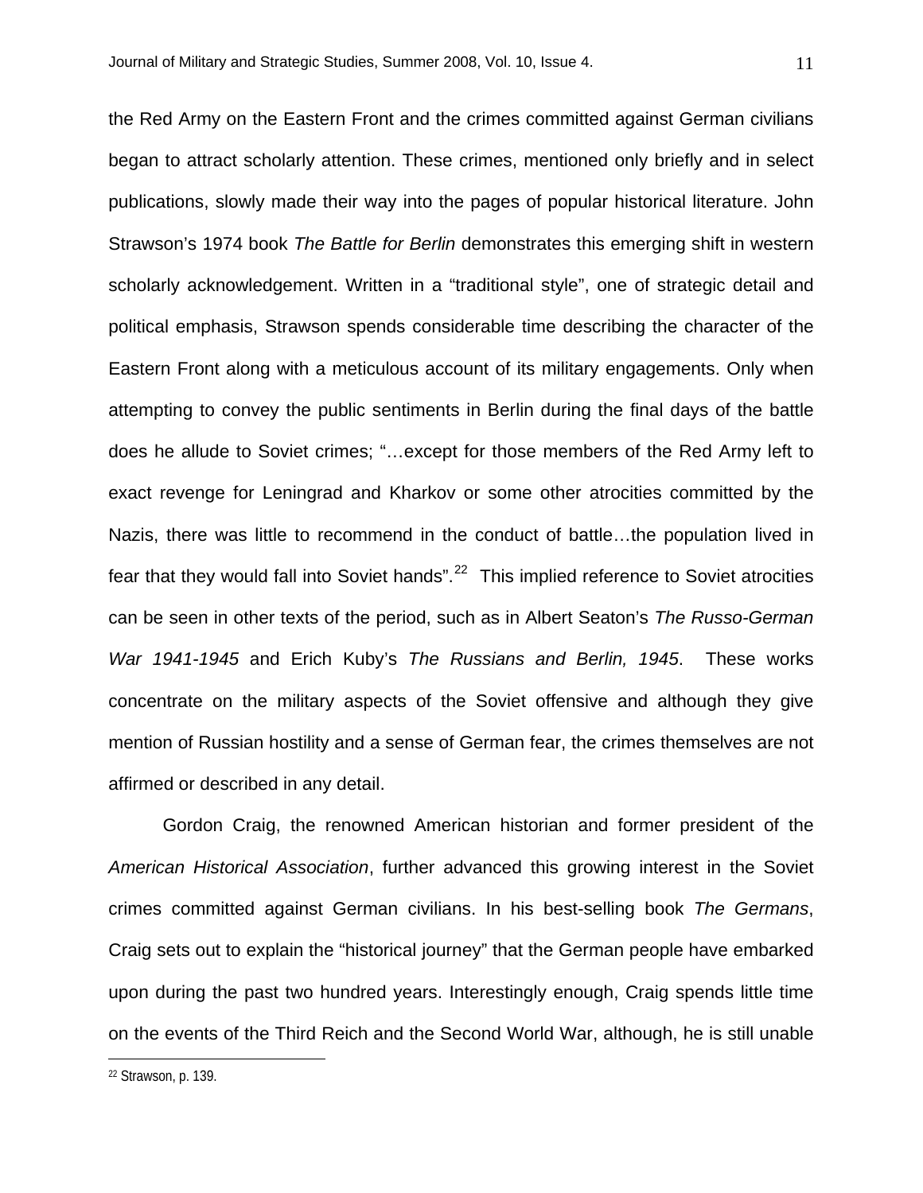the Red Army on the Eastern Front and the crimes committed against German civilians began to attract scholarly attention. These crimes, mentioned only briefly and in select publications, slowly made their way into the pages of popular historical literature. John Strawson's 1974 book *The Battle for Berlin* demonstrates this emerging shift in western scholarly acknowledgement. Written in a "traditional style", one of strategic detail and political emphasis, Strawson spends considerable time describing the character of the Eastern Front along with a meticulous account of its military engagements. Only when attempting to convey the public sentiments in Berlin during the final days of the battle does he allude to Soviet crimes; "…except for those members of the Red Army left to exact revenge for Leningrad and Kharkov or some other atrocities committed by the Nazis, there was little to recommend in the conduct of battle…the population lived in fear that they would fall into Soviet hands".[22] This implied reference to Soviet atrocities can be seen in other texts of the period, such as in Albert Seaton's *The Russo-German War 1941-1945* and Erich Kuby's *The Russians and Berlin, 1945*. These works concentrate on the military aspects of the Soviet offensive and although they give mention of Russian hostility and a sense of German fear, the crimes themselves are not affirmed or described in any detail.

Gordon Craig, the renowned American historian and former president of the *American Historical Association*, further advanced this growing interest in the Soviet crimes committed against German civilians. In his best-selling book *The Germans*, Craig sets out to explain the "historical journey" that the German people have embarked upon during the past two hundred years. Interestingly enough, Craig spends little time on the events of the Third Reich and the Second World War, although, he is still unable

---

[22] Strawson, p. 139.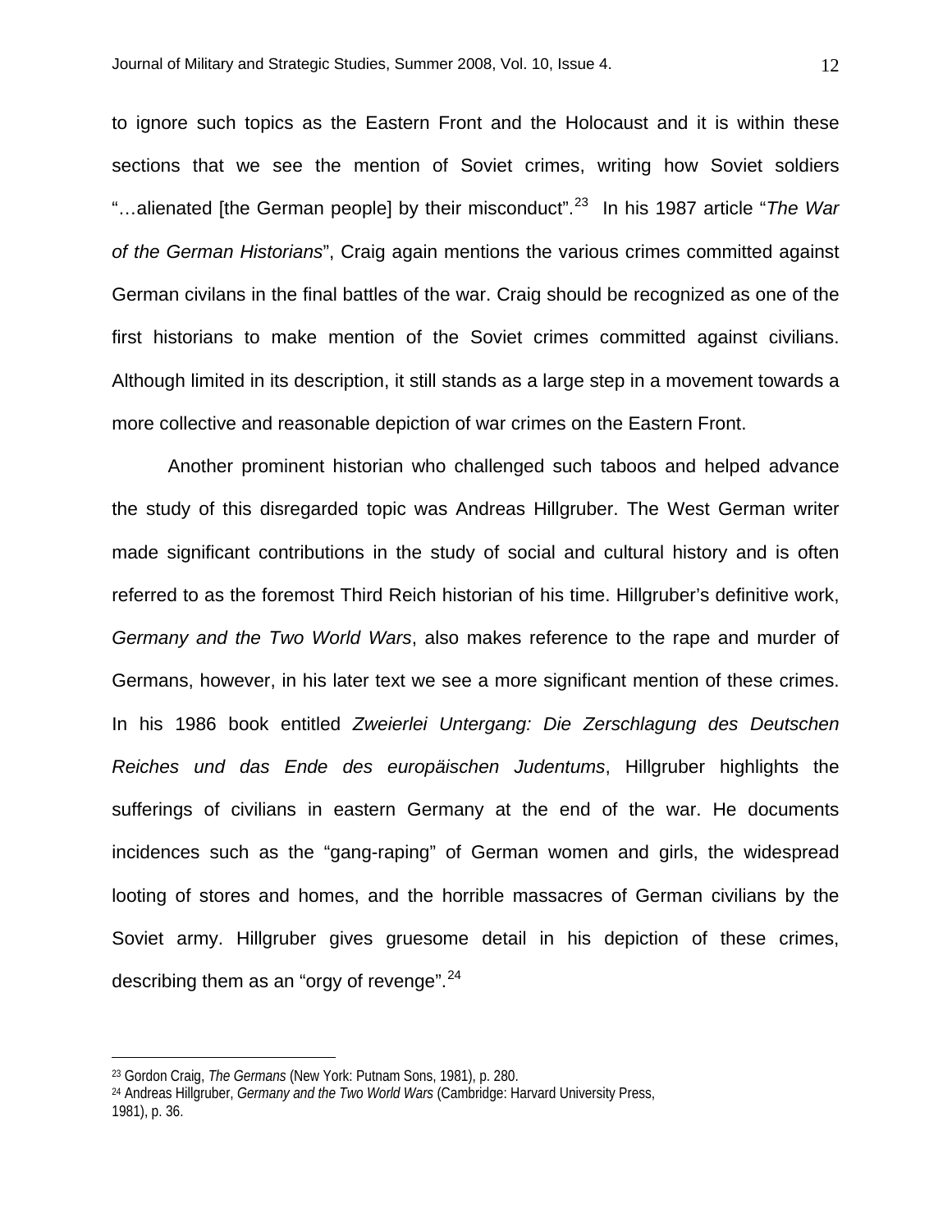to ignore such topics as the Eastern Front and the Holocaust and it is within these sections that we see the mention of Soviet crimes, writing how Soviet soldiers "…alienated [the German people] by their misconduct".[23] In his 1987 article "*The War of the German Historians*", Craig again mentions the various crimes committed against German civilans in the final battles of the war. Craig should be recognized as one of the first historians to make mention of the Soviet crimes committed against civilians. Although limited in its description, it still stands as a large step in a movement towards a more collective and reasonable depiction of war crimes on the Eastern Front.

Another prominent historian who challenged such taboos and helped advance the study of this disregarded topic was Andreas Hillgruber. The West German writer made significant contributions in the study of social and cultural history and is often referred to as the foremost Third Reich historian of his time. Hillgruber's definitive work, *Germany and the Two World Wars*, also makes reference to the rape and murder of Germans, however, in his later text we see a more significant mention of these crimes. In his 1986 book entitled *Zweierlei Untergang: Die Zerschlagung des Deutschen Reiches und das Ende des europäischen Judentums*, Hillgruber highlights the sufferings of civilians in eastern Germany at the end of the war. He documents incidences such as the "gang-raping" of German women and girls, the widespread looting of stores and homes, and the horrible massacres of German civilians by the Soviet army. Hillgruber gives gruesome detail in his depiction of these crimes, describing them as an "orgy of revenge".[24]

---

[23] Gordon Craig, *The Germans* (New York: Putnam Sons, 1981), p. 280.

[24] Andreas Hillgruber, *Germany and the Two World Wars* (Cambridge: Harvard University Press, 1981), p. 36.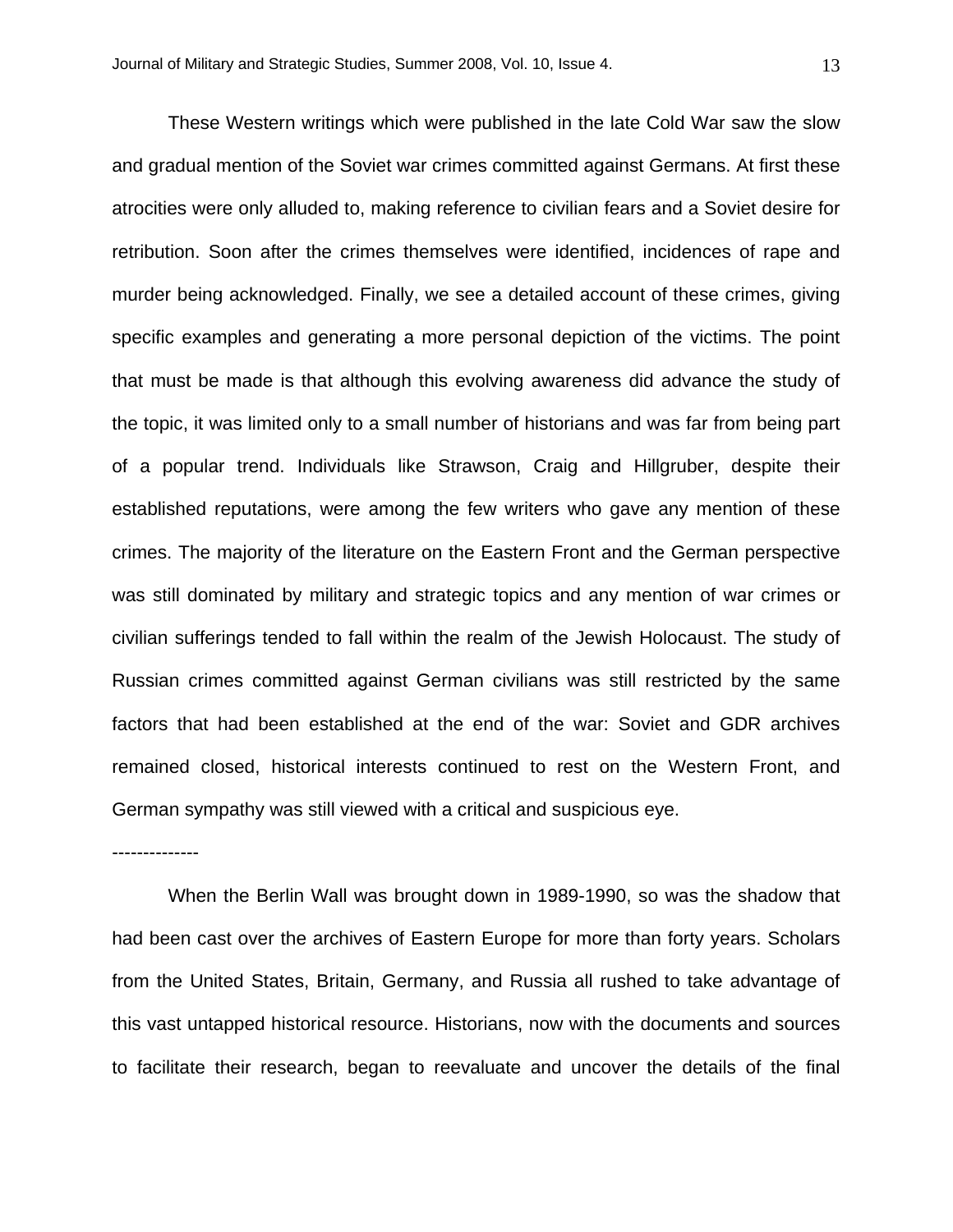These Western writings which were published in the late Cold War saw the slow and gradual mention of the Soviet war crimes committed against Germans. At first these atrocities were only alluded to, making reference to civilian fears and a Soviet desire for retribution. Soon after the crimes themselves were identified, incidences of rape and murder being acknowledged. Finally, we see a detailed account of these crimes, giving specific examples and generating a more personal depiction of the victims. The point that must be made is that although this evolving awareness did advance the study of the topic, it was limited only to a small number of historians and was far from being part of a popular trend. Individuals like Strawson, Craig and Hillgruber, despite their established reputations, were among the few writers who gave any mention of these crimes. The majority of the literature on the Eastern Front and the German perspective was still dominated by military and strategic topics and any mention of war crimes or civilian sufferings tended to fall within the realm of the Jewish Holocaust. The study of Russian crimes committed against German civilians was still restricted by the same factors that had been established at the end of the war: Soviet and GDR archives remained closed, historical interests continued to rest on the Western Front, and German sympathy was still viewed with a critical and suspicious eye.

--------------

When the Berlin Wall was brought down in 1989-1990, so was the shadow that had been cast over the archives of Eastern Europe for more than forty years. Scholars from the United States, Britain, Germany, and Russia all rushed to take advantage of this vast untapped historical resource. Historians, now with the documents and sources to facilitate their research, began to reevaluate and uncover the details of the final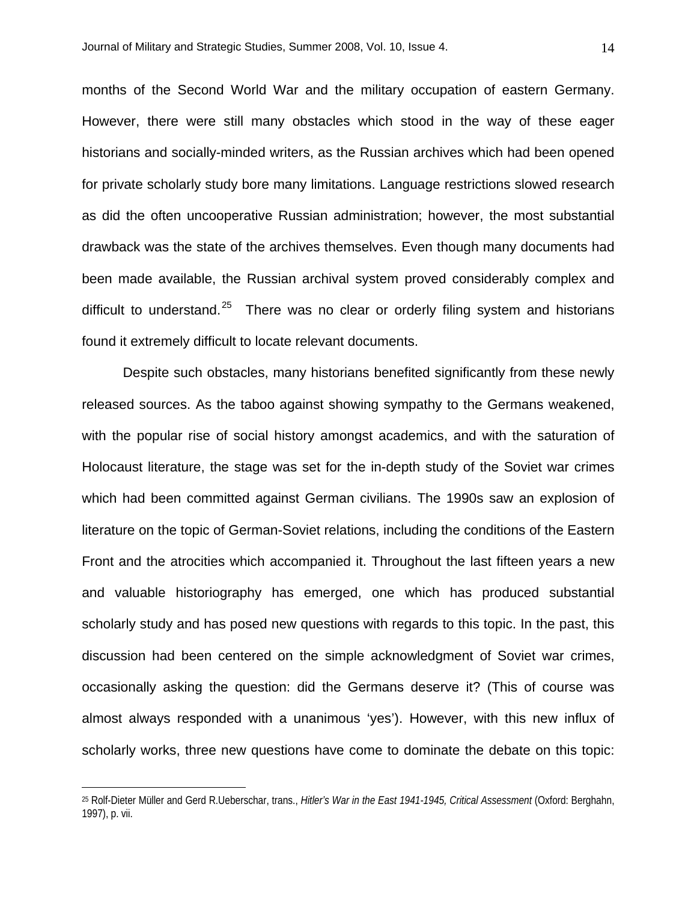months of the Second World War and the military occupation of eastern Germany. However, there were still many obstacles which stood in the way of these eager historians and socially-minded writers, as the Russian archives which had been opened for private scholarly study bore many limitations. Language restrictions slowed research as did the often uncooperative Russian administration; however, the most substantial drawback was the state of the archives themselves. Even though many documents had been made available, the Russian archival system proved considerably complex and difficult to understand.[25] There was no clear or orderly filing system and historians found it extremely difficult to locate relevant documents.

Despite such obstacles, many historians benefited significantly from these newly released sources. As the taboo against showing sympathy to the Germans weakened, with the popular rise of social history amongst academics, and with the saturation of Holocaust literature, the stage was set for the in-depth study of the Soviet war crimes which had been committed against German civilians. The 1990s saw an explosion of literature on the topic of German-Soviet relations, including the conditions of the Eastern Front and the atrocities which accompanied it. Throughout the last fifteen years a new and valuable historiography has emerged, one which has produced substantial scholarly study and has posed new questions with regards to this topic. In the past, this discussion had been centered on the simple acknowledgment of Soviet war crimes, occasionally asking the question: did the Germans deserve it? (This of course was almost always responded with a unanimous 'yes'). However, with this new influx of scholarly works, three new questions have come to dominate the debate on this topic:

---

[25] Rolf-Dieter Müller and Gerd R.Ueberschar, trans., *Hitler's War in the East 1941-1945, Critical Assessment* (Oxford: Berghahn, 1997), p. vii.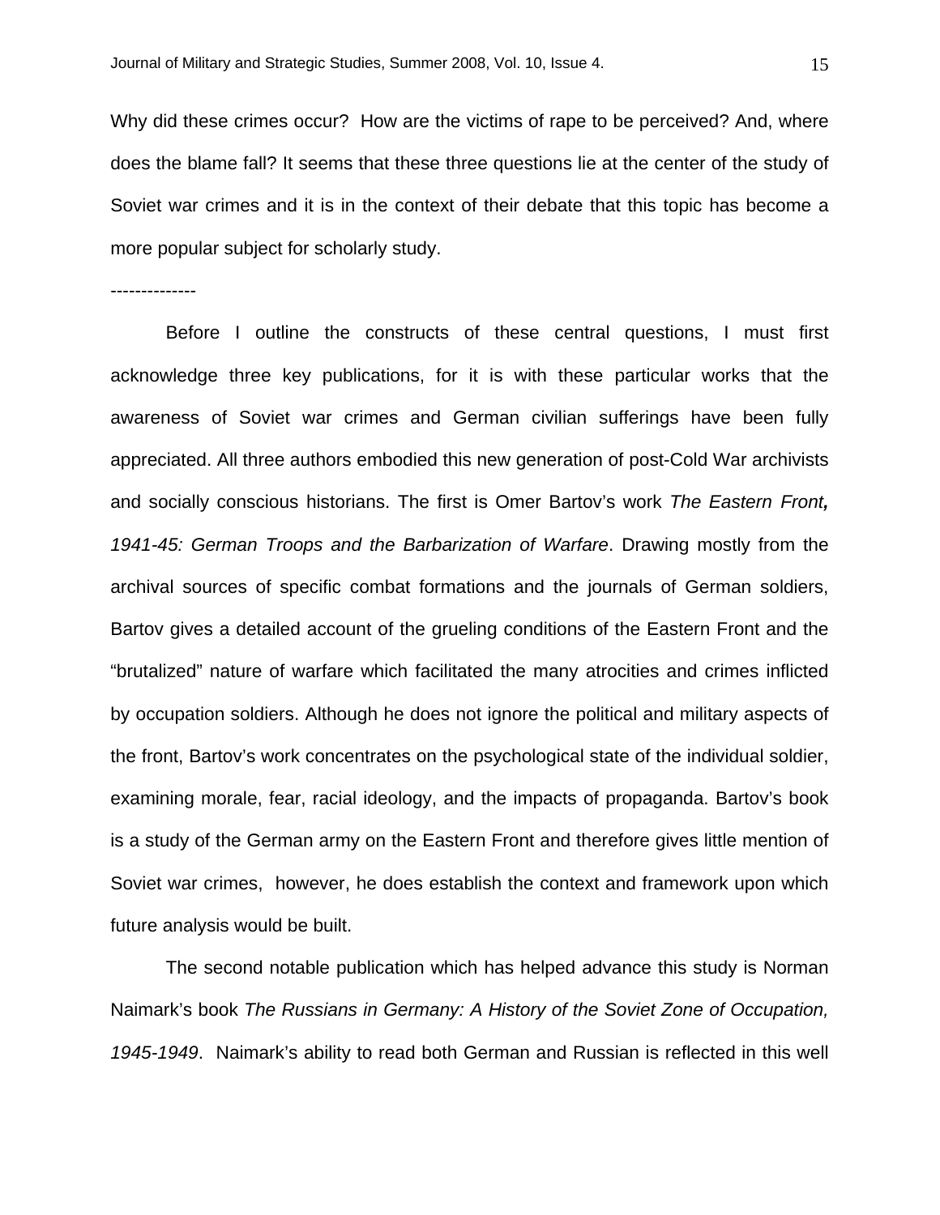Why did these crimes occur? How are the victims of rape to be perceived? And, where does the blame fall? It seems that these three questions lie at the center of the study of Soviet war crimes and it is in the context of their debate that this topic has become a more popular subject for scholarly study.

--------------

Before I outline the constructs of these central questions, I must first acknowledge three key publications, for it is with these particular works that the awareness of Soviet war crimes and German civilian sufferings have been fully appreciated. All three authors embodied this new generation of post-Cold War archivists and socially conscious historians. The first is Omer Bartov's work *The Eastern Front, 1941-45: German Troops and the Barbarization of Warfare*. Drawing mostly from the archival sources of specific combat formations and the journals of German soldiers, Bartov gives a detailed account of the grueling conditions of the Eastern Front and the "brutalized" nature of warfare which facilitated the many atrocities and crimes inflicted by occupation soldiers. Although he does not ignore the political and military aspects of the front, Bartov's work concentrates on the psychological state of the individual soldier, examining morale, fear, racial ideology, and the impacts of propaganda. Bartov's book is a study of the German army on the Eastern Front and therefore gives little mention of Soviet war crimes, however, he does establish the context and framework upon which future analysis would be built.

The second notable publication which has helped advance this study is Norman Naimark's book *The Russians in Germany: A History of the Soviet Zone of Occupation, 1945-1949*. Naimark's ability to read both German and Russian is reflected in this well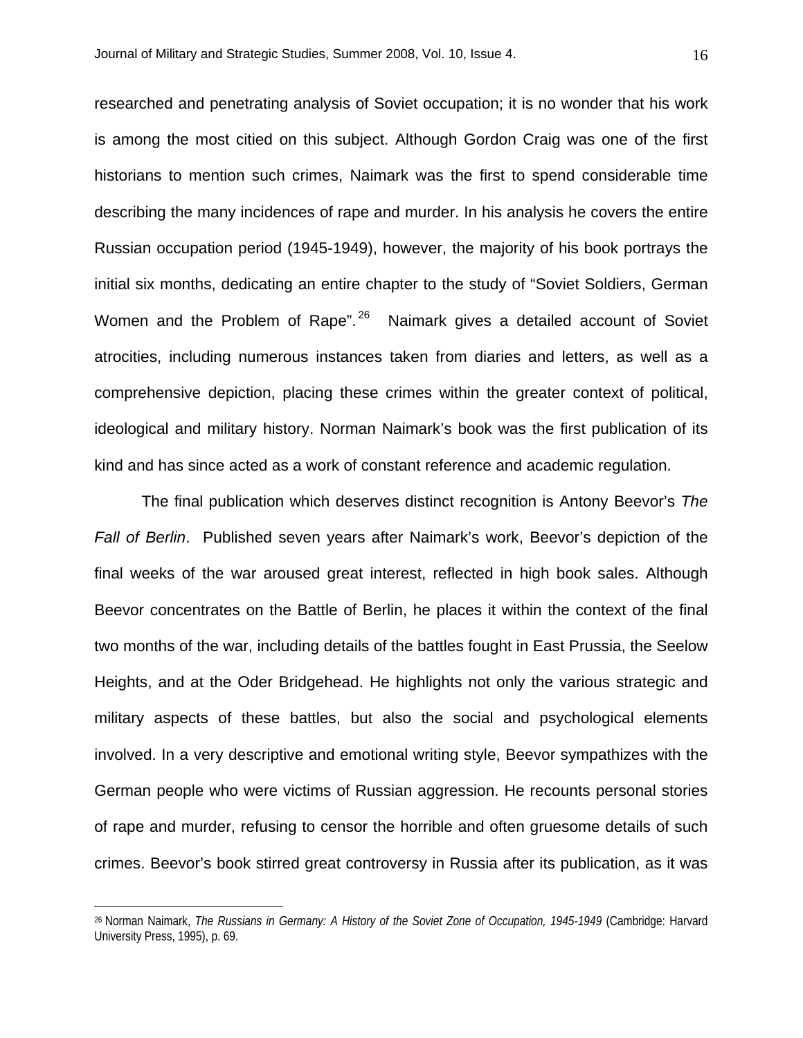researched and penetrating analysis of Soviet occupation; it is no wonder that his work is among the most citied on this subject. Although Gordon Craig was one of the first historians to mention such crimes, Naimark was the first to spend considerable time describing the many incidences of rape and murder. In his analysis he covers the entire Russian occupation period (1945-1949), however, the majority of his book portrays the initial six months, dedicating an entire chapter to the study of "Soviet Soldiers, German Women and the Problem of Rape".[26] Naimark gives a detailed account of Soviet atrocities, including numerous instances taken from diaries and letters, as well as a comprehensive depiction, placing these crimes within the greater context of political, ideological and military history. Norman Naimark's book was the first publication of its kind and has since acted as a work of constant reference and academic regulation.

The final publication which deserves distinct recognition is Antony Beevor's *The Fall of Berlin*. Published seven years after Naimark's work, Beevor's depiction of the final weeks of the war aroused great interest, reflected in high book sales. Although Beevor concentrates on the Battle of Berlin, he places it within the context of the final two months of the war, including details of the battles fought in East Prussia, the Seelow Heights, and at the Oder Bridgehead. He highlights not only the various strategic and military aspects of these battles, but also the social and psychological elements involved. In a very descriptive and emotional writing style, Beevor sympathizes with the German people who were victims of Russian aggression. He recounts personal stories of rape and murder, refusing to censor the horrible and often gruesome details of such crimes. Beevor's book stirred great controversy in Russia after its publication, as it was

---

[26] Norman Naimark, *The Russians in Germany: A History of the Soviet Zone of Occupation, 1945-1949* (Cambridge: Harvard University Press, 1995), p. 69.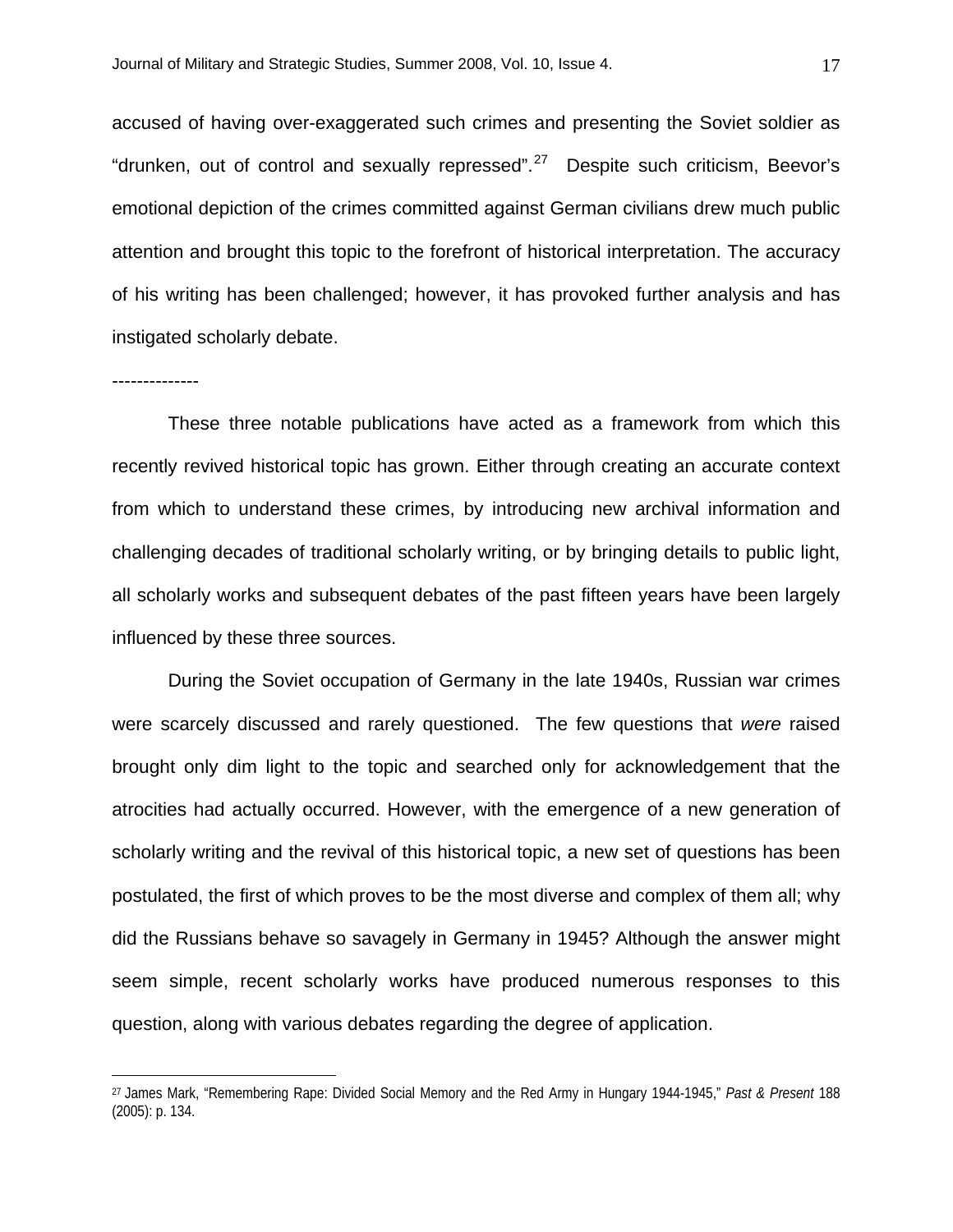accused of having over-exaggerated such crimes and presenting the Soviet soldier as "drunken, out of control and sexually repressed".[27] Despite such criticism, Beevor's emotional depiction of the crimes committed against German civilians drew much public attention and brought this topic to the forefront of historical interpretation. The accuracy of his writing has been challenged; however, it has provoked further analysis and has instigated scholarly debate.

--------------

These three notable publications have acted as a framework from which this recently revived historical topic has grown. Either through creating an accurate context from which to understand these crimes, by introducing new archival information and challenging decades of traditional scholarly writing, or by bringing details to public light, all scholarly works and subsequent debates of the past fifteen years have been largely influenced by these three sources.

During the Soviet occupation of Germany in the late 1940s, Russian war crimes were scarcely discussed and rarely questioned. The few questions that *were* raised brought only dim light to the topic and searched only for acknowledgement that the atrocities had actually occurred. However, with the emergence of a new generation of scholarly writing and the revival of this historical topic, a new set of questions has been postulated, the first of which proves to be the most diverse and complex of them all; why did the Russians behave so savagely in Germany in 1945? Although the answer might seem simple, recent scholarly works have produced numerous responses to this question, along with various debates regarding the degree of application.

---

[27] James Mark, "Remembering Rape: Divided Social Memory and the Red Army in Hungary 1944-1945," *Past & Present* 188 (2005): p. 134.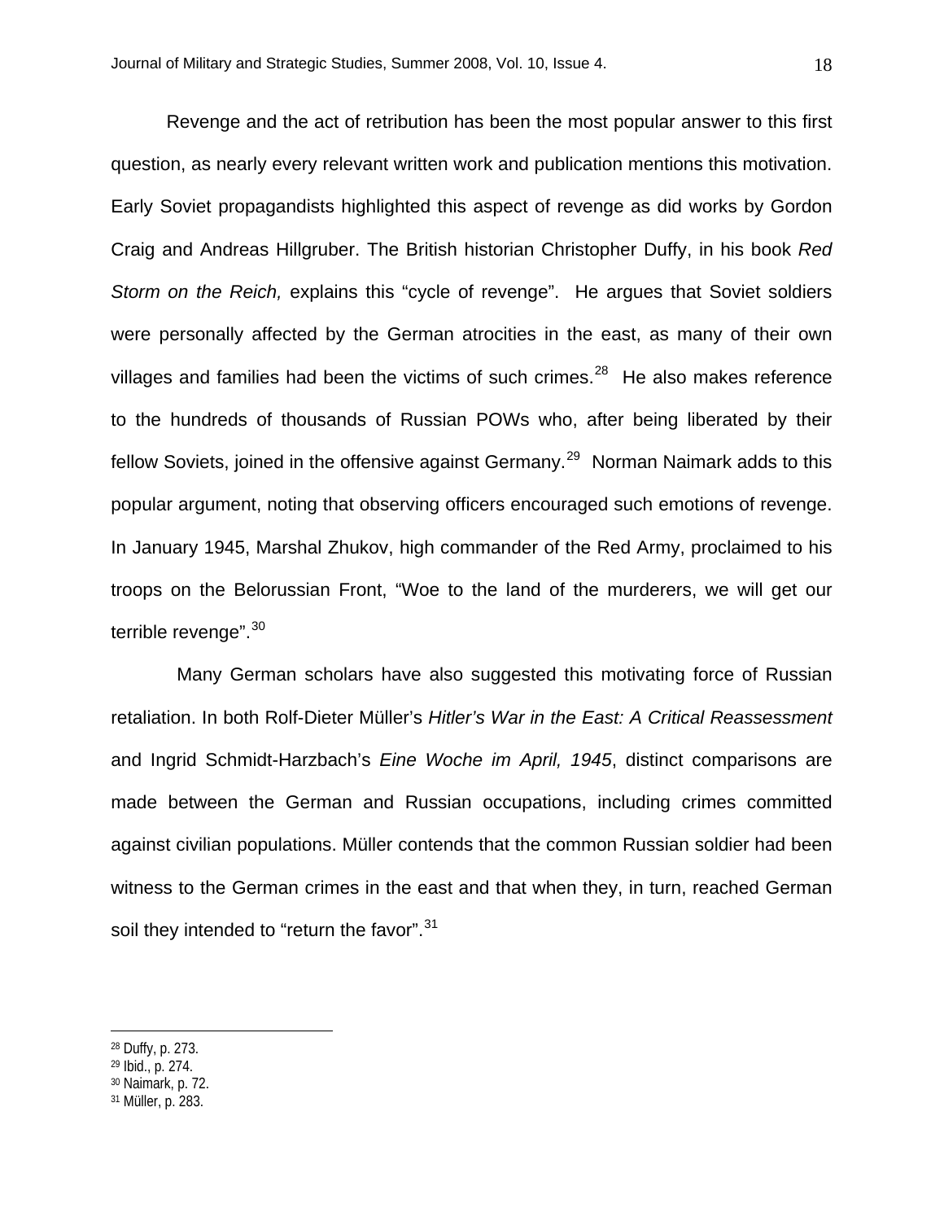Revenge and the act of retribution has been the most popular answer to this first question, as nearly every relevant written work and publication mentions this motivation. Early Soviet propagandists highlighted this aspect of revenge as did works by Gordon Craig and Andreas Hillgruber. The British historian Christopher Duffy, in his book *Red Storm on the Reich,* explains this "cycle of revenge". He argues that Soviet soldiers were personally affected by the German atrocities in the east, as many of their own villages and families had been the victims of such crimes.[28] He also makes reference to the hundreds of thousands of Russian POWs who, after being liberated by their fellow Soviets, joined in the offensive against Germany.[29] Norman Naimark adds to this popular argument, noting that observing officers encouraged such emotions of revenge. In January 1945, Marshal Zhukov, high commander of the Red Army, proclaimed to his troops on the Belorussian Front, "Woe to the land of the murderers, we will get our terrible revenge".[30]

Many German scholars have also suggested this motivating force of Russian retaliation. In both Rolf-Dieter Müller's *Hitler's War in the East: A Critical Reassessment* and Ingrid Schmidt-Harzbach's *Eine Woche im April, 1945*, distinct comparisons are made between the German and Russian occupations, including crimes committed against civilian populations. Müller contends that the common Russian soldier had been witness to the German crimes in the east and that when they, in turn, reached German soil they intended to "return the favor".[31]

---

[28] Duffy, p. 273.
[29] Ibid., p. 274.
[30] Naimark, p. 72.
[31] Müller, p. 283.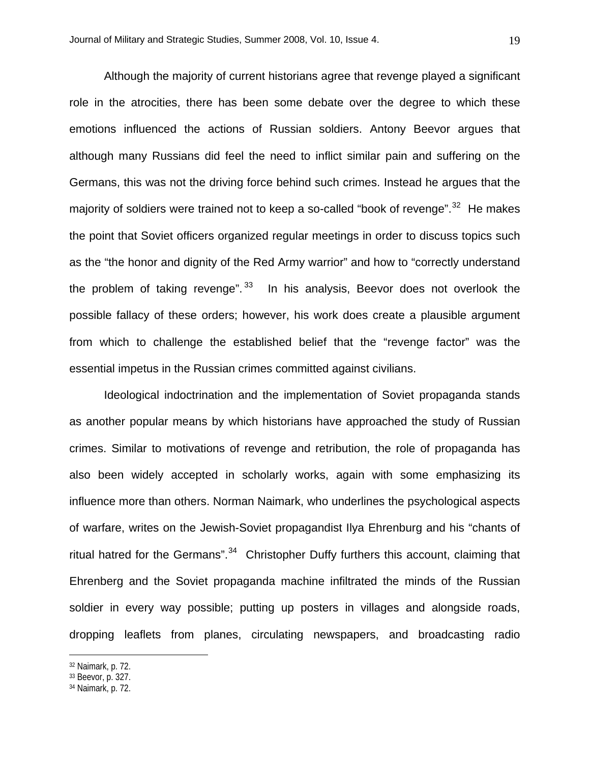Although the majority of current historians agree that revenge played a significant role in the atrocities, there has been some debate over the degree to which these emotions influenced the actions of Russian soldiers. Antony Beevor argues that although many Russians did feel the need to inflict similar pain and suffering on the Germans, this was not the driving force behind such crimes. Instead he argues that the majority of soldiers were trained not to keep a so-called "book of revenge".[32] He makes the point that Soviet officers organized regular meetings in order to discuss topics such as the "the honor and dignity of the Red Army warrior" and how to "correctly understand the problem of taking revenge".[33] In his analysis, Beevor does not overlook the possible fallacy of these orders; however, his work does create a plausible argument from which to challenge the established belief that the "revenge factor" was the essential impetus in the Russian crimes committed against civilians.

Ideological indoctrination and the implementation of Soviet propaganda stands as another popular means by which historians have approached the study of Russian crimes. Similar to motivations of revenge and retribution, the role of propaganda has also been widely accepted in scholarly works, again with some emphasizing its influence more than others. Norman Naimark, who underlines the psychological aspects of warfare, writes on the Jewish-Soviet propagandist Ilya Ehrenburg and his "chants of ritual hatred for the Germans".[34] Christopher Duffy furthers this account, claiming that Ehrenberg and the Soviet propaganda machine infiltrated the minds of the Russian soldier in every way possible; putting up posters in villages and alongside roads, dropping leaflets from planes, circulating newspapers, and broadcasting radio

---

[32] Naimark, p. 72.
[33] Beevor, p. 327.
[34] Naimark, p. 72.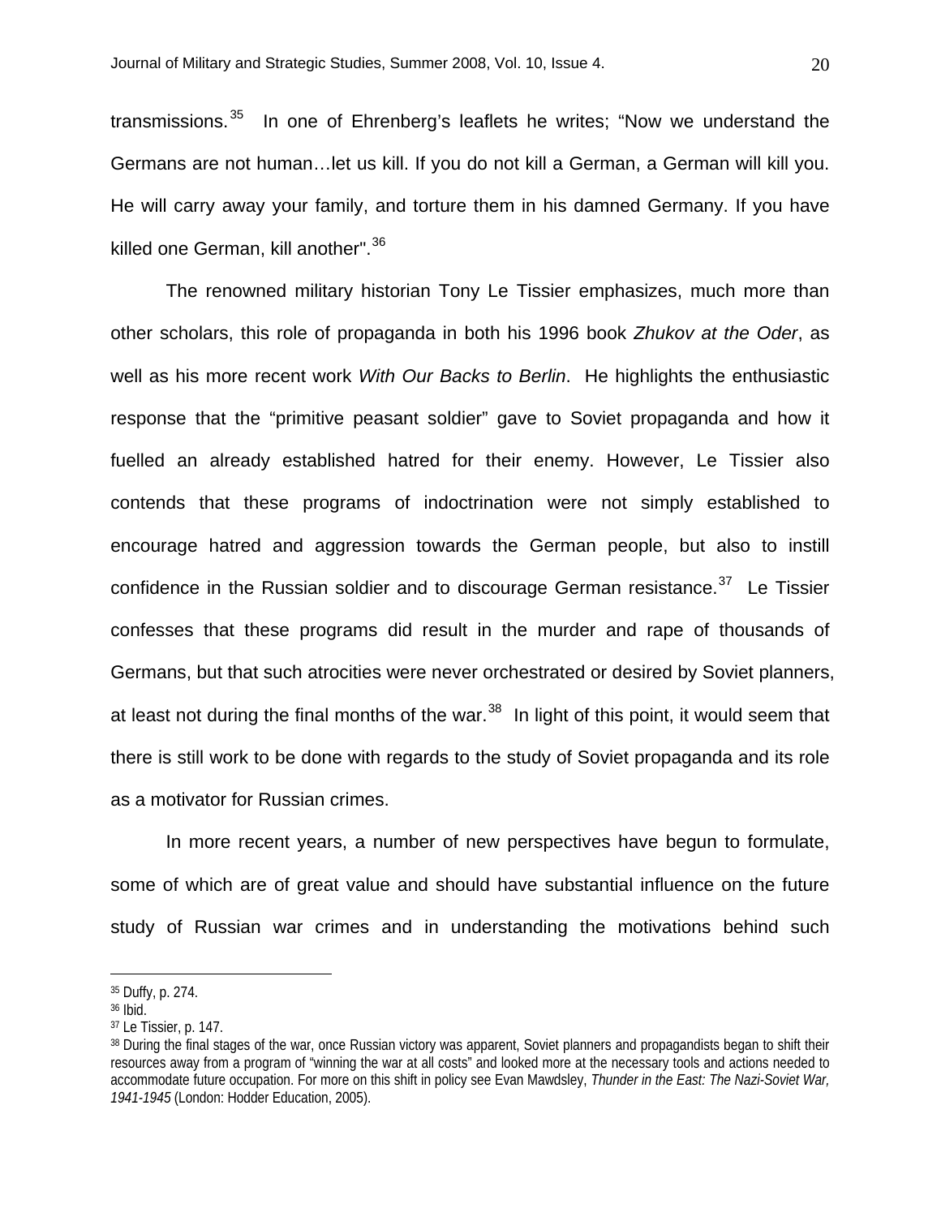transmissions.[35] In one of Ehrenberg's leaflets he writes; "Now we understand the Germans are not human…let us kill. If you do not kill a German, a German will kill you. He will carry away your family, and torture them in his damned Germany. If you have killed one German, kill another".[36]

The renowned military historian Tony Le Tissier emphasizes, much more than other scholars, this role of propaganda in both his 1996 book *Zhukov at the Oder*, as well as his more recent work *With Our Backs to Berlin*. He highlights the enthusiastic response that the "primitive peasant soldier" gave to Soviet propaganda and how it fuelled an already established hatred for their enemy. However, Le Tissier also contends that these programs of indoctrination were not simply established to encourage hatred and aggression towards the German people, but also to instill confidence in the Russian soldier and to discourage German resistance.[37] Le Tissier confesses that these programs did result in the murder and rape of thousands of Germans, but that such atrocities were never orchestrated or desired by Soviet planners, at least not during the final months of the war.[38] In light of this point, it would seem that there is still work to be done with regards to the study of Soviet propaganda and its role as a motivator for Russian crimes.

In more recent years, a number of new perspectives have begun to formulate, some of which are of great value and should have substantial influence on the future study of Russian war crimes and in understanding the motivations behind such

---

[35] Duffy, p. 274.

[36] Ibid.

[37] Le Tissier, p. 147.

[38] During the final stages of the war, once Russian victory was apparent, Soviet planners and propagandists began to shift their resources away from a program of "winning the war at all costs" and looked more at the necessary tools and actions needed to accommodate future occupation. For more on this shift in policy see Evan Mawdsley, *Thunder in the East: The Nazi-Soviet War, 1941-1945* (London: Hodder Education, 2005).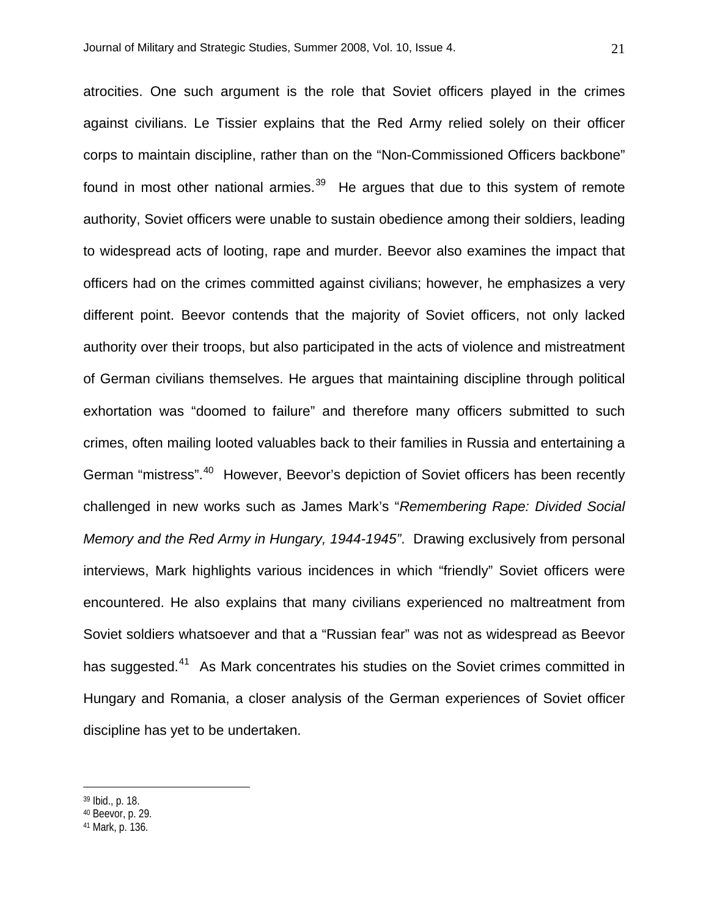atrocities. One such argument is the role that Soviet officers played in the crimes against civilians. Le Tissier explains that the Red Army relied solely on their officer corps to maintain discipline, rather than on the "Non-Commissioned Officers backbone" found in most other national armies.[39] He argues that due to this system of remote authority, Soviet officers were unable to sustain obedience among their soldiers, leading to widespread acts of looting, rape and murder. Beevor also examines the impact that officers had on the crimes committed against civilians; however, he emphasizes a very different point. Beevor contends that the majority of Soviet officers, not only lacked authority over their troops, but also participated in the acts of violence and mistreatment of German civilians themselves. He argues that maintaining discipline through political exhortation was "doomed to failure" and therefore many officers submitted to such crimes, often mailing looted valuables back to their families in Russia and entertaining a German "mistress".[40] However, Beevor's depiction of Soviet officers has been recently challenged in new works such as James Mark's "*Remembering Rape: Divided Social Memory and the Red Army in Hungary, 1944-1945"*. Drawing exclusively from personal interviews, Mark highlights various incidences in which "friendly" Soviet officers were encountered. He also explains that many civilians experienced no maltreatment from Soviet soldiers whatsoever and that a "Russian fear" was not as widespread as Beevor has suggested.[41] As Mark concentrates his studies on the Soviet crimes committed in Hungary and Romania, a closer analysis of the German experiences of Soviet officer discipline has yet to be undertaken.

---

[39] Ibid., p. 18.
[40] Beevor, p. 29.
[41] Mark, p. 136.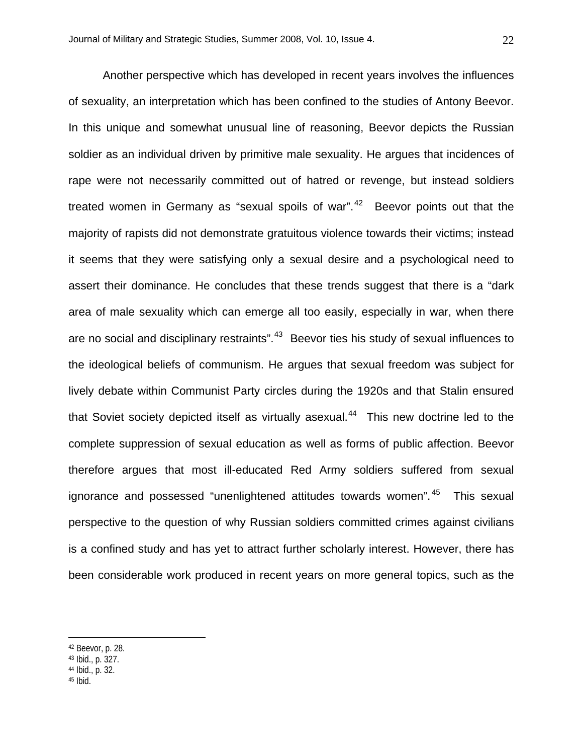Another perspective which has developed in recent years involves the influences of sexuality, an interpretation which has been confined to the studies of Antony Beevor. In this unique and somewhat unusual line of reasoning, Beevor depicts the Russian soldier as an individual driven by primitive male sexuality. He argues that incidences of rape were not necessarily committed out of hatred or revenge, but instead soldiers treated women in Germany as "sexual spoils of war".[42] Beevor points out that the majority of rapists did not demonstrate gratuitous violence towards their victims; instead it seems that they were satisfying only a sexual desire and a psychological need to assert their dominance. He concludes that these trends suggest that there is a "dark area of male sexuality which can emerge all too easily, especially in war, when there are no social and disciplinary restraints".[43] Beevor ties his study of sexual influences to the ideological beliefs of communism. He argues that sexual freedom was subject for lively debate within Communist Party circles during the 1920s and that Stalin ensured that Soviet society depicted itself as virtually asexual.[44] This new doctrine led to the complete suppression of sexual education as well as forms of public affection. Beevor therefore argues that most ill-educated Red Army soldiers suffered from sexual ignorance and possessed "unenlightened attitudes towards women".[45] This sexual perspective to the question of why Russian soldiers committed crimes against civilians is a confined study and has yet to attract further scholarly interest. However, there has been considerable work produced in recent years on more general topics, such as the

---

[42] Beevor, p. 28.
[43] Ibid., p. 327.
[44] Ibid., p. 32.
[45] Ibid.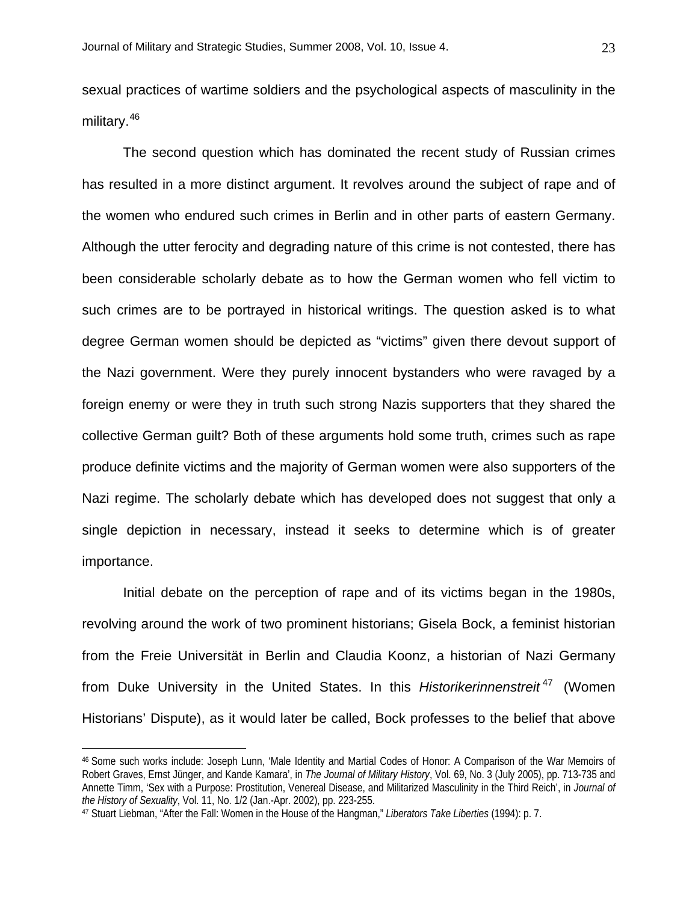sexual practices of wartime soldiers and the psychological aspects of masculinity in the military.[46]

The second question which has dominated the recent study of Russian crimes has resulted in a more distinct argument. It revolves around the subject of rape and of the women who endured such crimes in Berlin and in other parts of eastern Germany. Although the utter ferocity and degrading nature of this crime is not contested, there has been considerable scholarly debate as to how the German women who fell victim to such crimes are to be portrayed in historical writings. The question asked is to what degree German women should be depicted as "victims" given there devout support of the Nazi government. Were they purely innocent bystanders who were ravaged by a foreign enemy or were they in truth such strong Nazis supporters that they shared the collective German guilt? Both of these arguments hold some truth, crimes such as rape produce definite victims and the majority of German women were also supporters of the Nazi regime. The scholarly debate which has developed does not suggest that only a single depiction in necessary, instead it seeks to determine which is of greater importance.

Initial debate on the perception of rape and of its victims began in the 1980s, revolving around the work of two prominent historians; Gisela Bock, a feminist historian from the Freie Universität in Berlin and Claudia Koonz, a historian of Nazi Germany from Duke University in the United States. In this *Historikerinnenstreit*[47] (Women Historians' Dispute), as it would later be called, Bock professes to the belief that above

---

[46] Some such works include: Joseph Lunn, 'Male Identity and Martial Codes of Honor: A Comparison of the War Memoirs of Robert Graves, Ernst Jünger, and Kande Kamara', in *The Journal of Military History*, Vol. 69, No. 3 (July 2005), pp. 713-735 and Annette Timm, 'Sex with a Purpose: Prostitution, Venereal Disease, and Militarized Masculinity in the Third Reich', in *Journal of the History of Sexuality*, Vol. 11, No. 1/2 (Jan.-Apr. 2002), pp. 223-255.

[47] Stuart Liebman, "After the Fall: Women in the House of the Hangman," *Liberators Take Liberties* (1994): p. 7.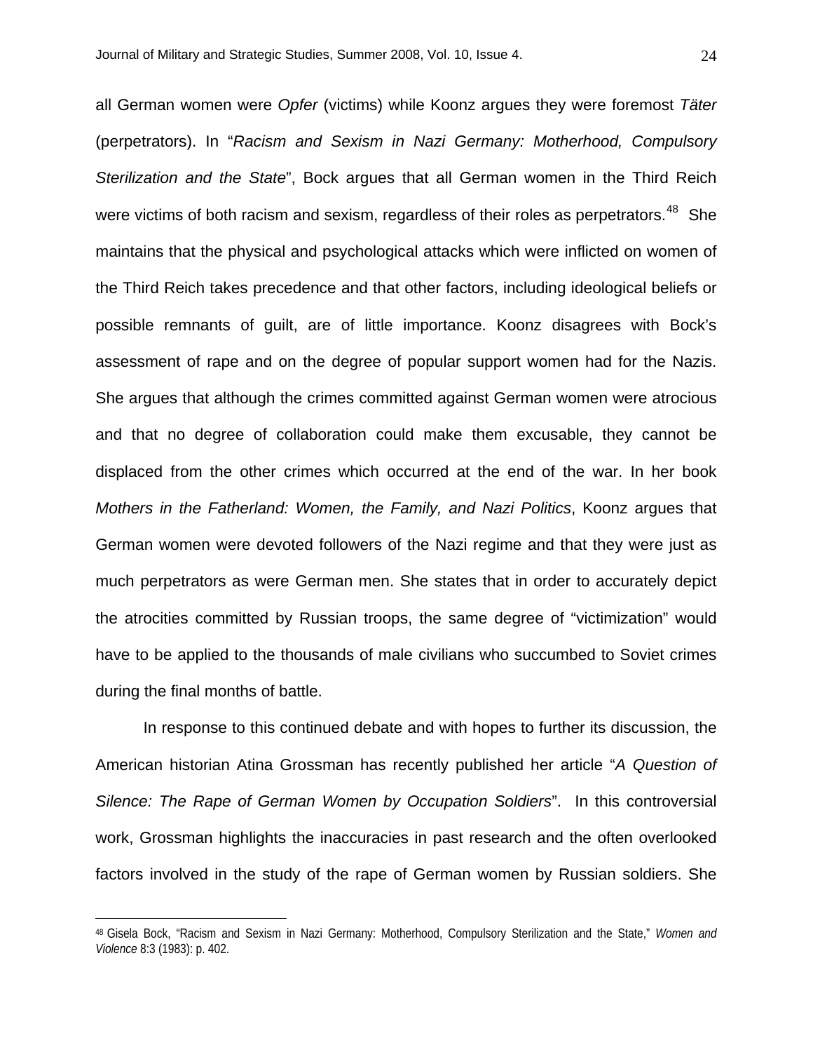all German women were *Opfer* (victims) while Koonz argues they were foremost *Täter* (perpetrators). In "*Racism and Sexism in Nazi Germany: Motherhood, Compulsory Sterilization and the State*", Bock argues that all German women in the Third Reich were victims of both racism and sexism, regardless of their roles as perpetrators.[48] She maintains that the physical and psychological attacks which were inflicted on women of the Third Reich takes precedence and that other factors, including ideological beliefs or possible remnants of guilt, are of little importance. Koonz disagrees with Bock's assessment of rape and on the degree of popular support women had for the Nazis. She argues that although the crimes committed against German women were atrocious and that no degree of collaboration could make them excusable, they cannot be displaced from the other crimes which occurred at the end of the war. In her book *Mothers in the Fatherland: Women, the Family, and Nazi Politics*, Koonz argues that German women were devoted followers of the Nazi regime and that they were just as much perpetrators as were German men. She states that in order to accurately depict the atrocities committed by Russian troops, the same degree of "victimization" would have to be applied to the thousands of male civilians who succumbed to Soviet crimes during the final months of battle.

In response to this continued debate and with hopes to further its discussion, the American historian Atina Grossman has recently published her article "*A Question of Silence: The Rape of German Women by Occupation Soldiers*". In this controversial work, Grossman highlights the inaccuracies in past research and the often overlooked factors involved in the study of the rape of German women by Russian soldiers. She

---

[48] Gisela Bock, "Racism and Sexism in Nazi Germany: Motherhood, Compulsory Sterilization and the State," *Women and Violence* 8:3 (1983): p. 402.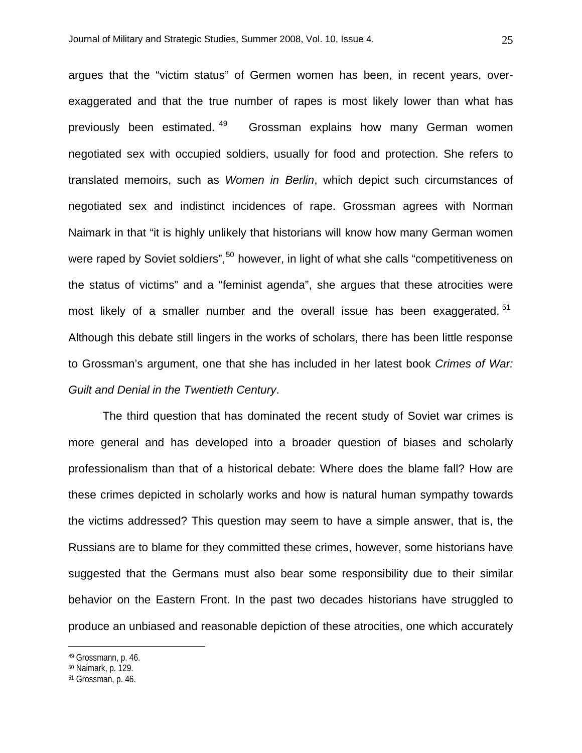argues that the "victim status" of Germen women has been, in recent years, over-exaggerated and that the true number of rapes is most likely lower than what has previously been estimated.[49] Grossman explains how many German women negotiated sex with occupied soldiers, usually for food and protection. She refers to translated memoirs, such as *Women in Berlin*, which depict such circumstances of negotiated sex and indistinct incidences of rape. Grossman agrees with Norman Naimark in that "it is highly unlikely that historians will know how many German women were raped by Soviet soldiers",[50] however, in light of what she calls "competitiveness on the status of victims" and a "feminist agenda", she argues that these atrocities were most likely of a smaller number and the overall issue has been exaggerated.[51] Although this debate still lingers in the works of scholars, there has been little response to Grossman's argument, one that she has included in her latest book *Crimes of War: Guilt and Denial in the Twentieth Century*.

The third question that has dominated the recent study of Soviet war crimes is more general and has developed into a broader question of biases and scholarly professionalism than that of a historical debate: Where does the blame fall? How are these crimes depicted in scholarly works and how is natural human sympathy towards the victims addressed? This question may seem to have a simple answer, that is, the Russians are to blame for they committed these crimes, however, some historians have suggested that the Germans must also bear some responsibility due to their similar behavior on the Eastern Front. In the past two decades historians have struggled to produce an unbiased and reasonable depiction of these atrocities, one which accurately

---

[49] Grossmann, p. 46.
[50] Naimark, p. 129.
[51] Grossman, p. 46.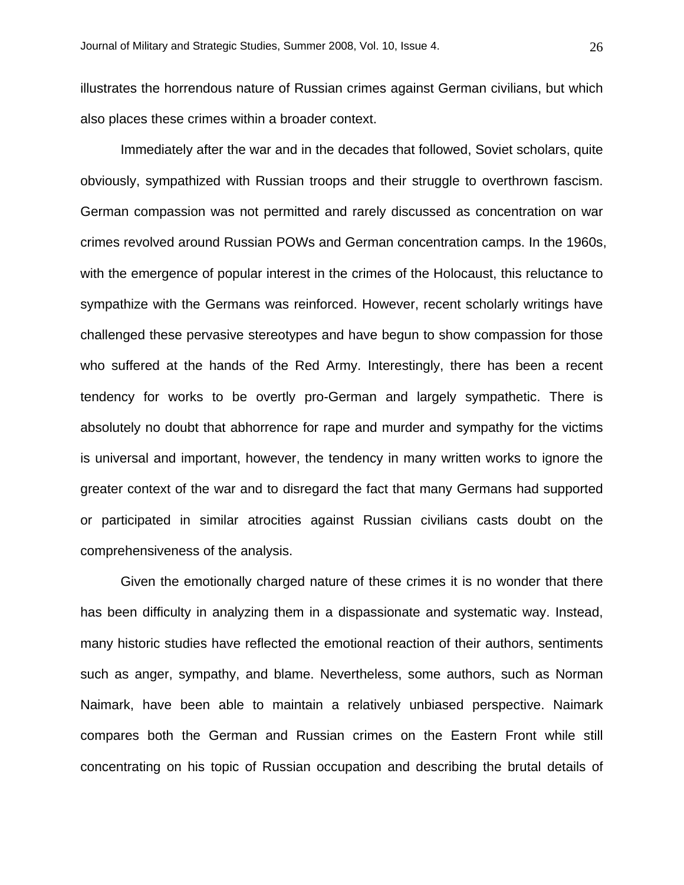illustrates the horrendous nature of Russian crimes against German civilians, but which also places these crimes within a broader context.

Immediately after the war and in the decades that followed, Soviet scholars, quite obviously, sympathized with Russian troops and their struggle to overthrown fascism. German compassion was not permitted and rarely discussed as concentration on war crimes revolved around Russian POWs and German concentration camps. In the 1960s, with the emergence of popular interest in the crimes of the Holocaust, this reluctance to sympathize with the Germans was reinforced. However, recent scholarly writings have challenged these pervasive stereotypes and have begun to show compassion for those who suffered at the hands of the Red Army. Interestingly, there has been a recent tendency for works to be overtly pro-German and largely sympathetic. There is absolutely no doubt that abhorrence for rape and murder and sympathy for the victims is universal and important, however, the tendency in many written works to ignore the greater context of the war and to disregard the fact that many Germans had supported or participated in similar atrocities against Russian civilians casts doubt on the comprehensiveness of the analysis.

Given the emotionally charged nature of these crimes it is no wonder that there has been difficulty in analyzing them in a dispassionate and systematic way. Instead, many historic studies have reflected the emotional reaction of their authors, sentiments such as anger, sympathy, and blame. Nevertheless, some authors, such as Norman Naimark, have been able to maintain a relatively unbiased perspective. Naimark compares both the German and Russian crimes on the Eastern Front while still concentrating on his topic of Russian occupation and describing the brutal details of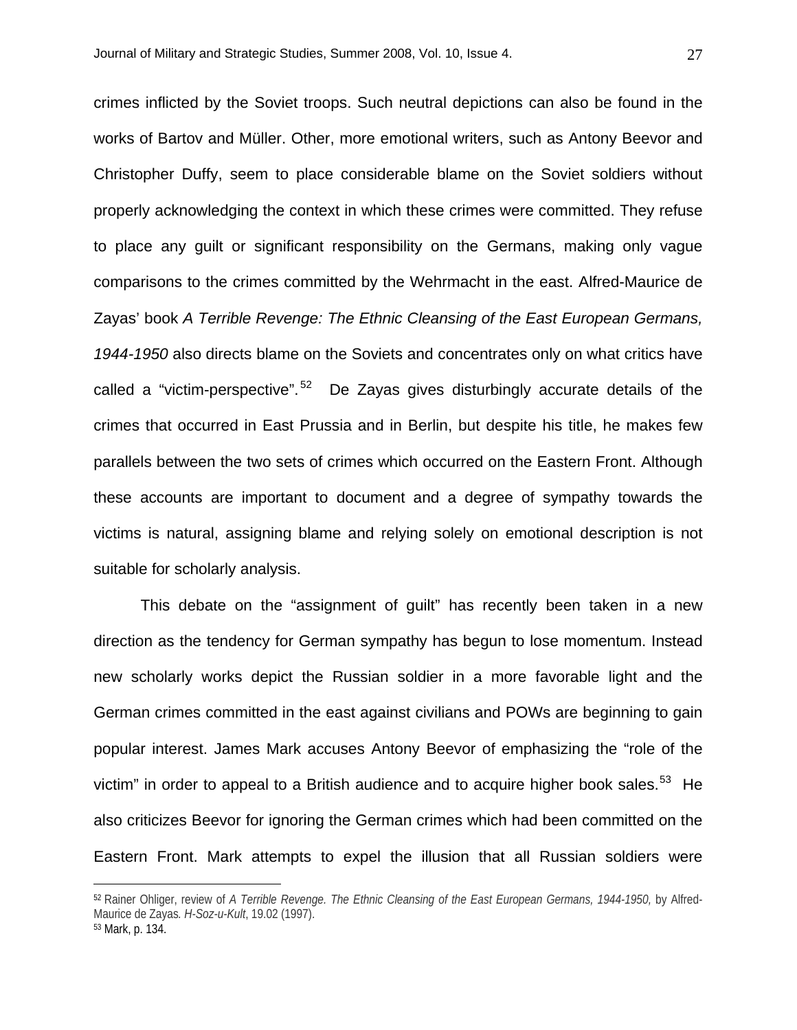crimes inflicted by the Soviet troops. Such neutral depictions can also be found in the works of Bartov and Müller. Other, more emotional writers, such as Antony Beevor and Christopher Duffy, seem to place considerable blame on the Soviet soldiers without properly acknowledging the context in which these crimes were committed. They refuse to place any guilt or significant responsibility on the Germans, making only vague comparisons to the crimes committed by the Wehrmacht in the east. Alfred-Maurice de Zayas' book *A Terrible Revenge: The Ethnic Cleansing of the East European Germans, 1944-1950* also directs blame on the Soviets and concentrates only on what critics have called a "victim-perspective".[52] De Zayas gives disturbingly accurate details of the crimes that occurred in East Prussia and in Berlin, but despite his title, he makes few parallels between the two sets of crimes which occurred on the Eastern Front. Although these accounts are important to document and a degree of sympathy towards the victims is natural, assigning blame and relying solely on emotional description is not suitable for scholarly analysis.

This debate on the "assignment of guilt" has recently been taken in a new direction as the tendency for German sympathy has begun to lose momentum. Instead new scholarly works depict the Russian soldier in a more favorable light and the German crimes committed in the east against civilians and POWs are beginning to gain popular interest. James Mark accuses Antony Beevor of emphasizing the "role of the victim" in order to appeal to a British audience and to acquire higher book sales.[53] He also criticizes Beevor for ignoring the German crimes which had been committed on the Eastern Front. Mark attempts to expel the illusion that all Russian soldiers were

---

[52] Rainer Ohliger, review of *A Terrible Revenge. The Ethnic Cleansing of the East European Germans, 1944-1950*, by Alfred-Maurice de Zayas. *H-Soz-u-Kult*, 19.02 (1997).

[53] Mark, p. 134.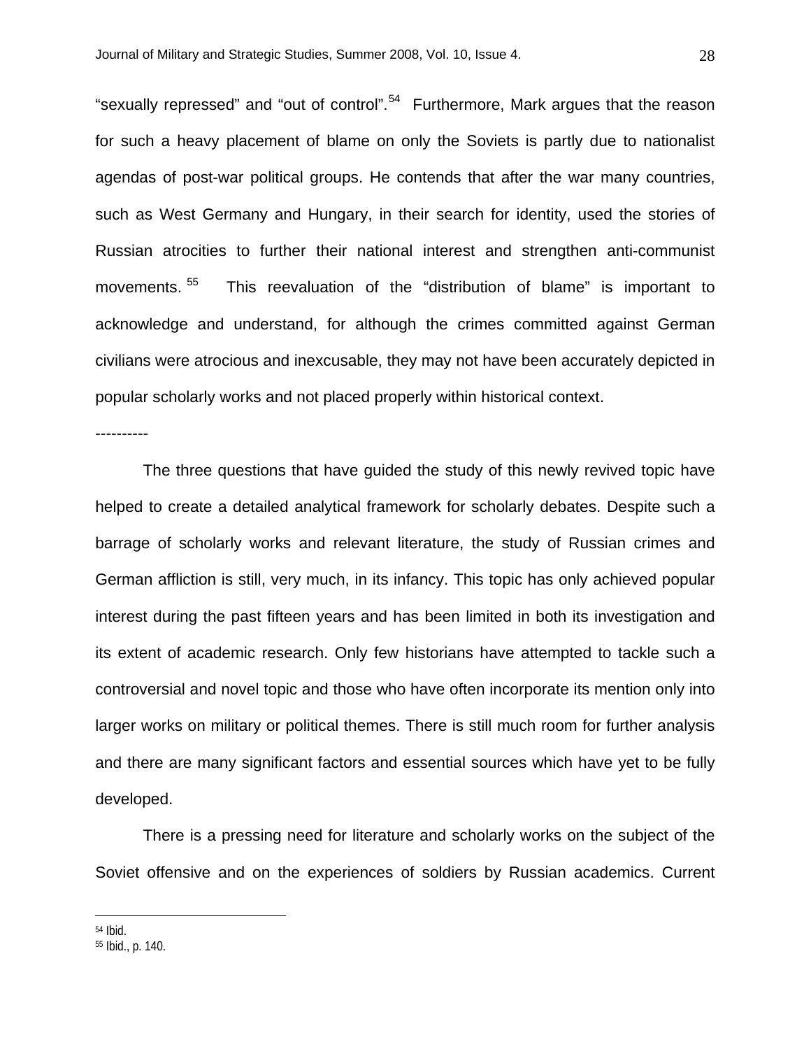"sexually repressed" and "out of control".[54] Furthermore, Mark argues that the reason for such a heavy placement of blame on only the Soviets is partly due to nationalist agendas of post-war political groups. He contends that after the war many countries, such as West Germany and Hungary, in their search for identity, used the stories of Russian atrocities to further their national interest and strengthen anti-communist movements.[55] This reevaluation of the "distribution of blame" is important to acknowledge and understand, for although the crimes committed against German civilians were atrocious and inexcusable, they may not have been accurately depicted in popular scholarly works and not placed properly within historical context.

----------

The three questions that have guided the study of this newly revived topic have helped to create a detailed analytical framework for scholarly debates. Despite such a barrage of scholarly works and relevant literature, the study of Russian crimes and German affliction is still, very much, in its infancy. This topic has only achieved popular interest during the past fifteen years and has been limited in both its investigation and its extent of academic research. Only few historians have attempted to tackle such a controversial and novel topic and those who have often incorporate its mention only into larger works on military or political themes. There is still much room for further analysis and there are many significant factors and essential sources which have yet to be fully developed.

There is a pressing need for literature and scholarly works on the subject of the Soviet offensive and on the experiences of soldiers by Russian academics. Current

---

[54] Ibid.

[55] Ibid., p. 140.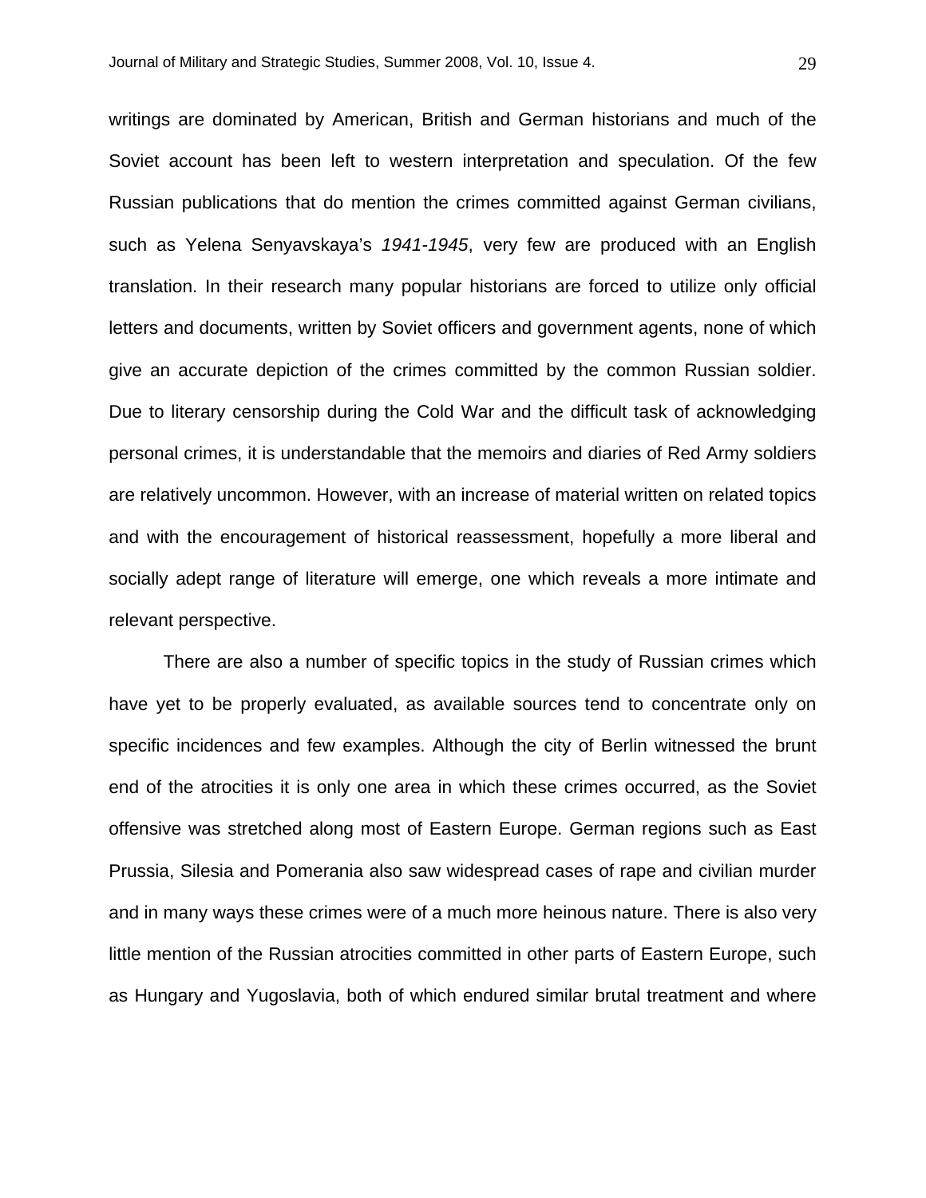writings are dominated by American, British and German historians and much of the Soviet account has been left to western interpretation and speculation. Of the few Russian publications that do mention the crimes committed against German civilians, such as Yelena Senyavskaya's *1941-1945*, very few are produced with an English translation. In their research many popular historians are forced to utilize only official letters and documents, written by Soviet officers and government agents, none of which give an accurate depiction of the crimes committed by the common Russian soldier. Due to literary censorship during the Cold War and the difficult task of acknowledging personal crimes, it is understandable that the memoirs and diaries of Red Army soldiers are relatively uncommon. However, with an increase of material written on related topics and with the encouragement of historical reassessment, hopefully a more liberal and socially adept range of literature will emerge, one which reveals a more intimate and relevant perspective.

There are also a number of specific topics in the study of Russian crimes which have yet to be properly evaluated, as available sources tend to concentrate only on specific incidences and few examples. Although the city of Berlin witnessed the brunt end of the atrocities it is only one area in which these crimes occurred, as the Soviet offensive was stretched along most of Eastern Europe. German regions such as East Prussia, Silesia and Pomerania also saw widespread cases of rape and civilian murder and in many ways these crimes were of a much more heinous nature. There is also very little mention of the Russian atrocities committed in other parts of Eastern Europe, such as Hungary and Yugoslavia, both of which endured similar brutal treatment and where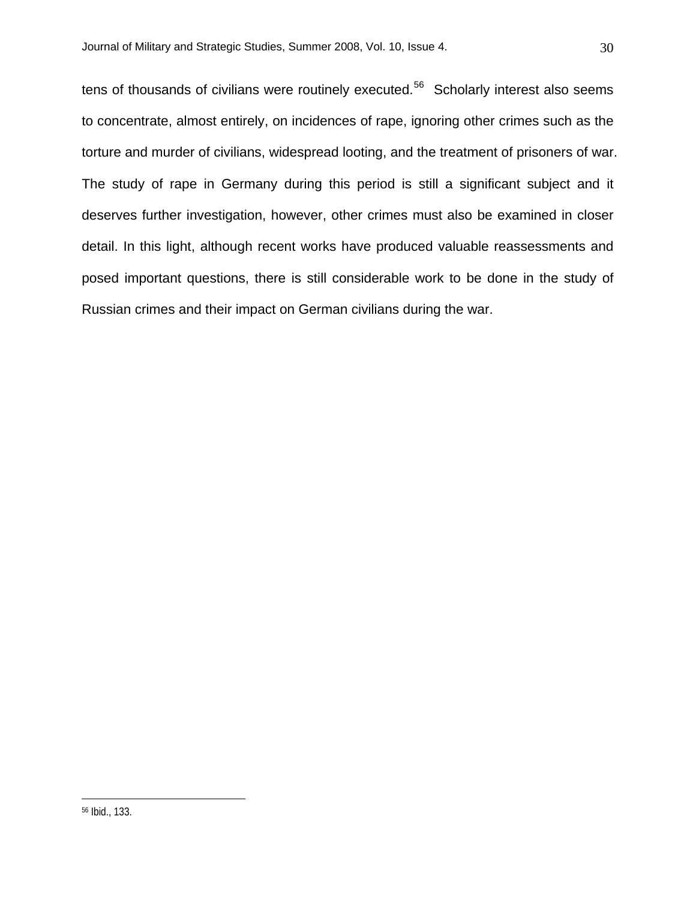tens of thousands of civilians were routinely executed.[56] Scholarly interest also seems to concentrate, almost entirely, on incidences of rape, ignoring other crimes such as the torture and murder of civilians, widespread looting, and the treatment of prisoners of war. The study of rape in Germany during this period is still a significant subject and it deserves further investigation, however, other crimes must also be examined in closer detail. In this light, although recent works have produced valuable reassessments and posed important questions, there is still considerable work to be done in the study of Russian crimes and their impact on German civilians during the war.

---

[56] Ibid., 133.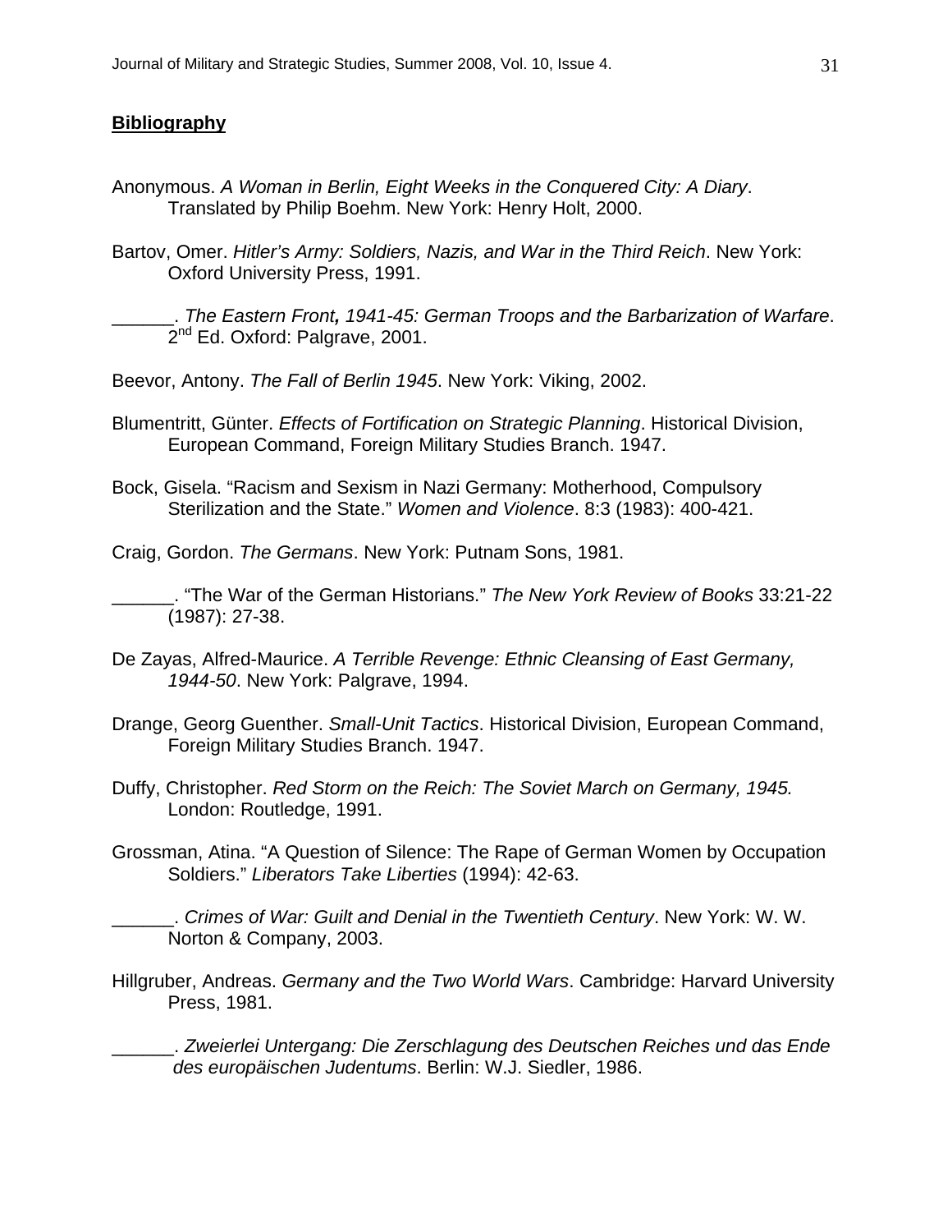**Bibliography**

Anonymous. *A Woman in Berlin, Eight Weeks in the Conquered City: A Diary*. Translated by Philip Boehm. New York: Henry Holt, 2000.

Bartov, Omer. *Hitler's Army: Soldiers, Nazis, and War in the Third Reich*. New York: Oxford University Press, 1991.

______. *The Eastern Front, 1941-45: German Troops and the Barbarization of Warfare*. 2nd Ed. Oxford: Palgrave, 2001.

Beevor, Antony. *The Fall of Berlin 1945*. New York: Viking, 2002.

Blumentritt, Günter. *Effects of Fortification on Strategic Planning*. Historical Division, European Command, Foreign Military Studies Branch. 1947.

Bock, Gisela. "Racism and Sexism in Nazi Germany: Motherhood, Compulsory Sterilization and the State." *Women and Violence*. 8:3 (1983): 400-421.

Craig, Gordon. *The Germans*. New York: Putnam Sons, 1981.

______. "The War of the German Historians." *The New York Review of Books* 33:21-22 (1987): 27-38.

De Zayas, Alfred-Maurice. *A Terrible Revenge: Ethnic Cleansing of East Germany, 1944-50*. New York: Palgrave, 1994.

Drange, Georg Guenther. *Small-Unit Tactics*. Historical Division, European Command, Foreign Military Studies Branch. 1947.

Duffy, Christopher. *Red Storm on the Reich: The Soviet March on Germany, 1945.* London: Routledge, 1991.

Grossman, Atina. "A Question of Silence: The Rape of German Women by Occupation Soldiers." *Liberators Take Liberties* (1994): 42-63.

______. *Crimes of War: Guilt and Denial in the Twentieth Century*. New York: W. W. Norton & Company, 2003.

Hillgruber, Andreas. *Germany and the Two World Wars*. Cambridge: Harvard University Press, 1981.

______. *Zweierlei Untergang: Die Zerschlagung des Deutschen Reiches und das Ende des europäischen Judentums*. Berlin: W.J. Siedler, 1986.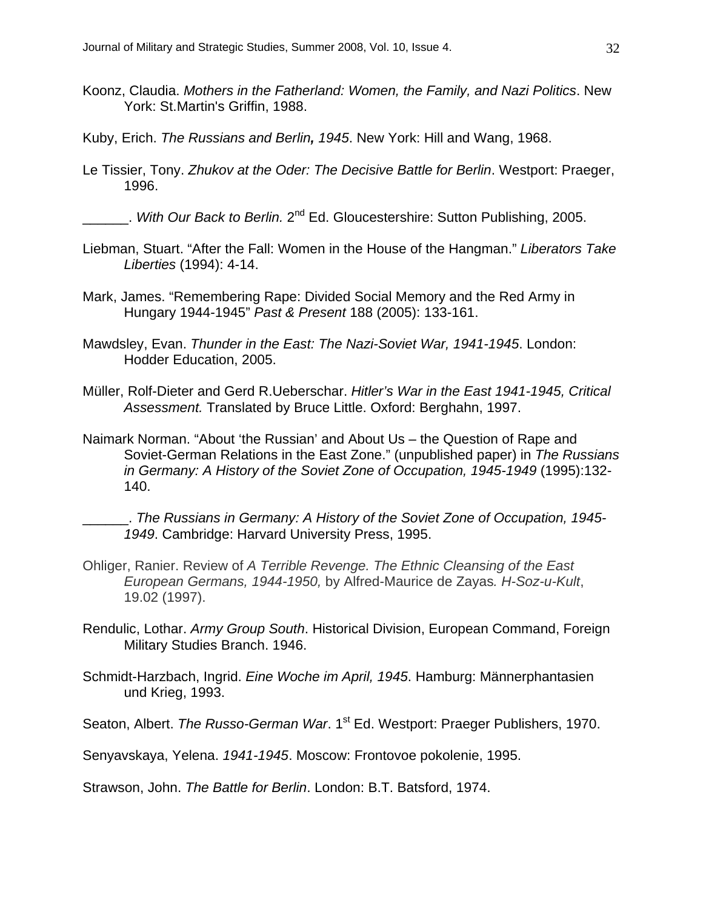Koonz, Claudia. *Mothers in the Fatherland: Women, the Family, and Nazi Politics*. New York: St.Martin's Griffin, 1988.

Kuby, Erich. *The Russians and Berlin, 1945*. New York: Hill and Wang, 1968.

Le Tissier, Tony. *Zhukov at the Oder: The Decisive Battle for Berlin*. Westport: Praeger, 1996.

______. *With Our Back to Berlin.* 2nd Ed. Gloucestershire: Sutton Publishing, 2005.

Liebman, Stuart. “After the Fall: Women in the House of the Hangman.” *Liberators Take Liberties* (1994): 4-14.

Mark, James. “Remembering Rape: Divided Social Memory and the Red Army in Hungary 1944-1945” *Past & Present* 188 (2005): 133-161.

Mawdsley, Evan. *Thunder in the East: The Nazi-Soviet War, 1941-1945*. London: Hodder Education, 2005.

Müller, Rolf-Dieter and Gerd R.Ueberschar. *Hitler’s War in the East 1941-1945, Critical Assessment.* Translated by Bruce Little. Oxford: Berghahn, 1997.

Naimark Norman. “About ‘the Russian’ and About Us – the Question of Rape and Soviet-German Relations in the East Zone.” (unpublished paper) in *The Russians in Germany: A History of the Soviet Zone of Occupation, 1945-1949* (1995):132-140.

______. *The Russians in Germany: A History of the Soviet Zone of Occupation, 1945-1949*. Cambridge: Harvard University Press, 1995.

Ohliger, Ranier. Review of *A Terrible Revenge. The Ethnic Cleansing of the East European Germans, 1944-1950,* by Alfred-Maurice de Zayas*. H-Soz-u-Kult*, 19.02 (1997).

Rendulic, Lothar. *Army Group South*. Historical Division, European Command, Foreign Military Studies Branch. 1946.

Schmidt-Harzbach, Ingrid. *Eine Woche im April, 1945*. Hamburg: Männerphantasien und Krieg, 1993.

Seaton, Albert. *The Russo-German War*. 1st Ed. Westport: Praeger Publishers, 1970.

Senyavskaya, Yelena. *1941-1945*. Moscow: Frontovoe pokolenie, 1995.

Strawson, John. *The Battle for Berlin*. London: B.T. Batsford, 1974.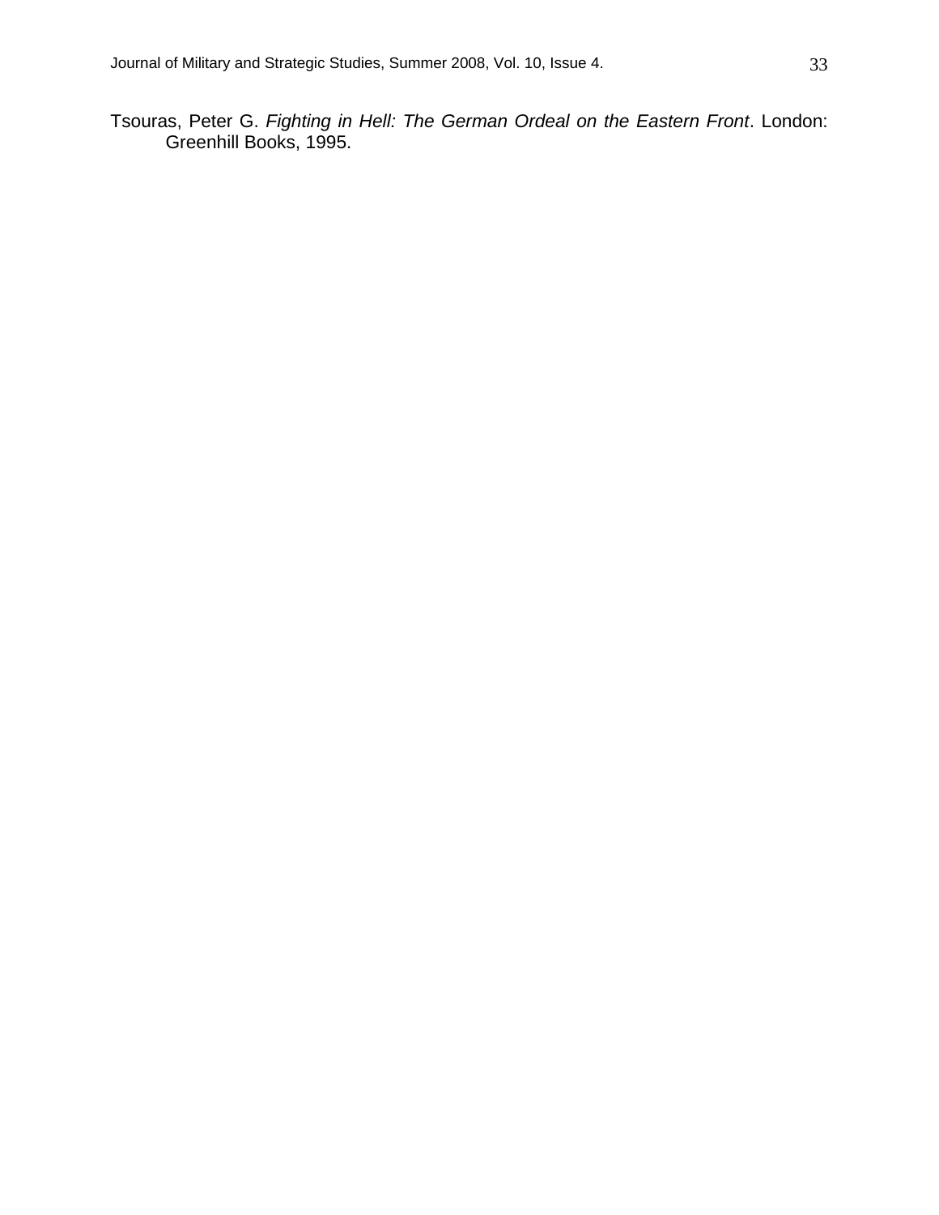Tsouras, Peter G. *Fighting in Hell: The German Ordeal on the Eastern Front*. London: Greenhill Books, 1995.